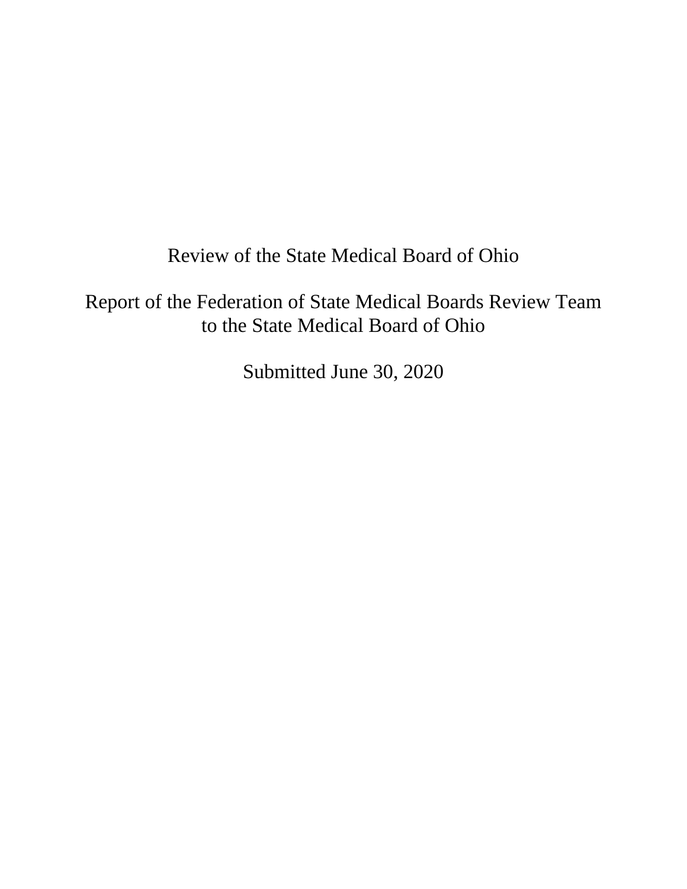# Review of the State Medical Board of Ohio

## Report of the Federation of State Medical Boards Review Team to the State Medical Board of Ohio

Submitted June 30, 2020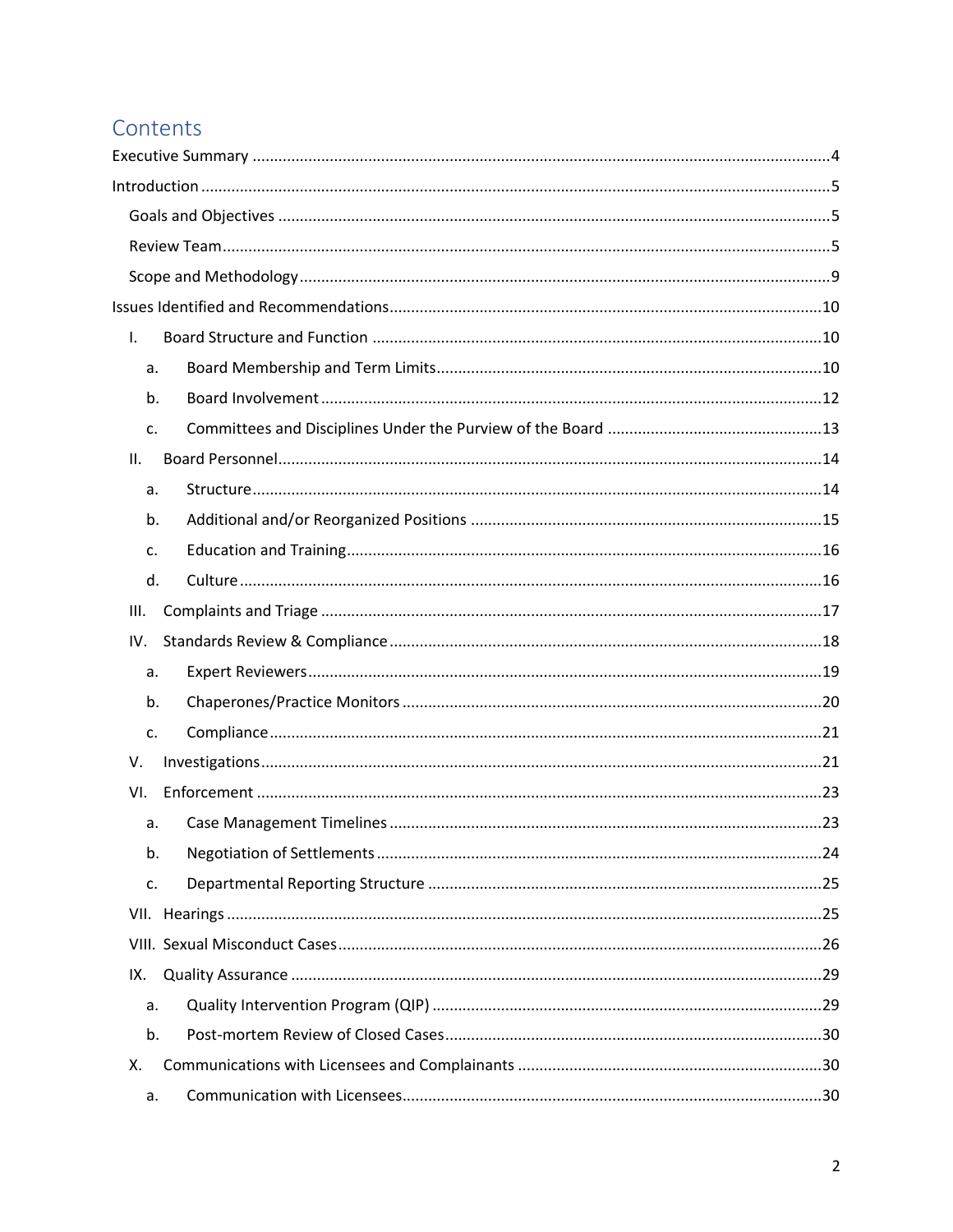# Contents

Executive Summary .......... 4

Introduction .......... 5

- Goals and Objectives .......... 5
- Review Team .......... 5
- Scope and Methodology .......... 9

Issues Identified and Recommendations .......... 10

- I. Board Structure and Function .......... 10
  - a. Board Membership and Term Limits .......... 10
  - b. Board Involvement .......... 12
  - c. Committees and Disciplines Under the Purview of the Board .......... 13
- II. Board Personnel .......... 14
  - a. Structure .......... 14
  - b. Additional and/or Reorganized Positions .......... 15
  - c. Education and Training .......... 16
  - d. Culture .......... 16
- III. Complaints and Triage .......... 17
- IV. Standards Review & Compliance .......... 18
  - a. Expert Reviewers .......... 19
  - b. Chaperones/Practice Monitors .......... 20
  - c. Compliance .......... 21
- V. Investigations .......... 21
- VI. Enforcement .......... 23
  - a. Case Management Timelines .......... 23
  - b. Negotiation of Settlements .......... 24
  - c. Departmental Reporting Structure .......... 25
- VII. Hearings .......... 25
- VIII. Sexual Misconduct Cases .......... 26
- IX. Quality Assurance .......... 29
  - a. Quality Intervention Program (QIP) .......... 29
  - b. Post-mortem Review of Closed Cases .......... 30
- X. Communications with Licensees and Complainants .......... 30
  - a. Communication with Licensees .......... 30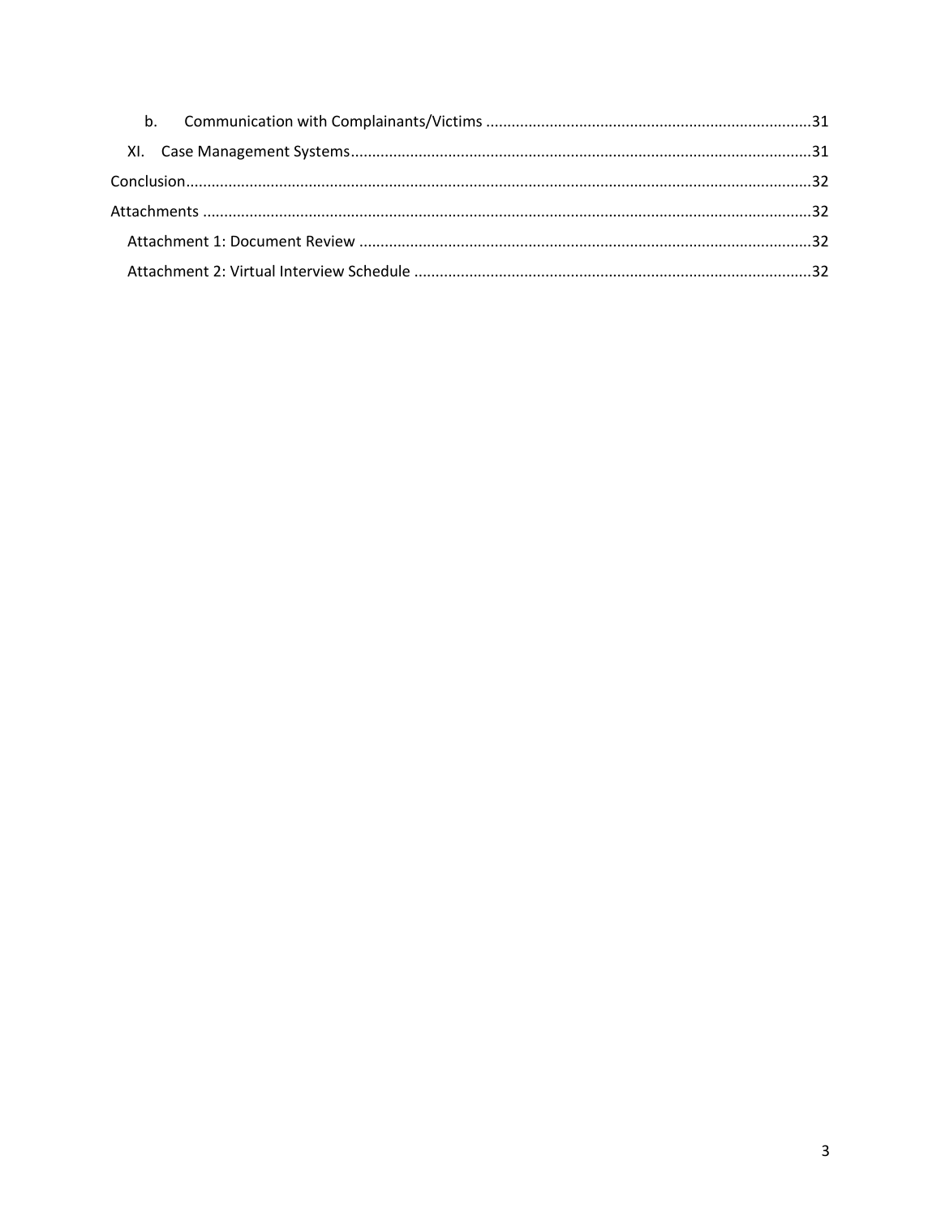b. Communication with Complainants/Victims ............................................................................31

XI. Case Management Systems............................................................................................................31

Conclusion...................................................................................................................................................32

Attachments ...............................................................................................................................................32

Attachment 1: Document Review ..........................................................................................................32

Attachment 2: Virtual Interview Schedule .............................................................................................32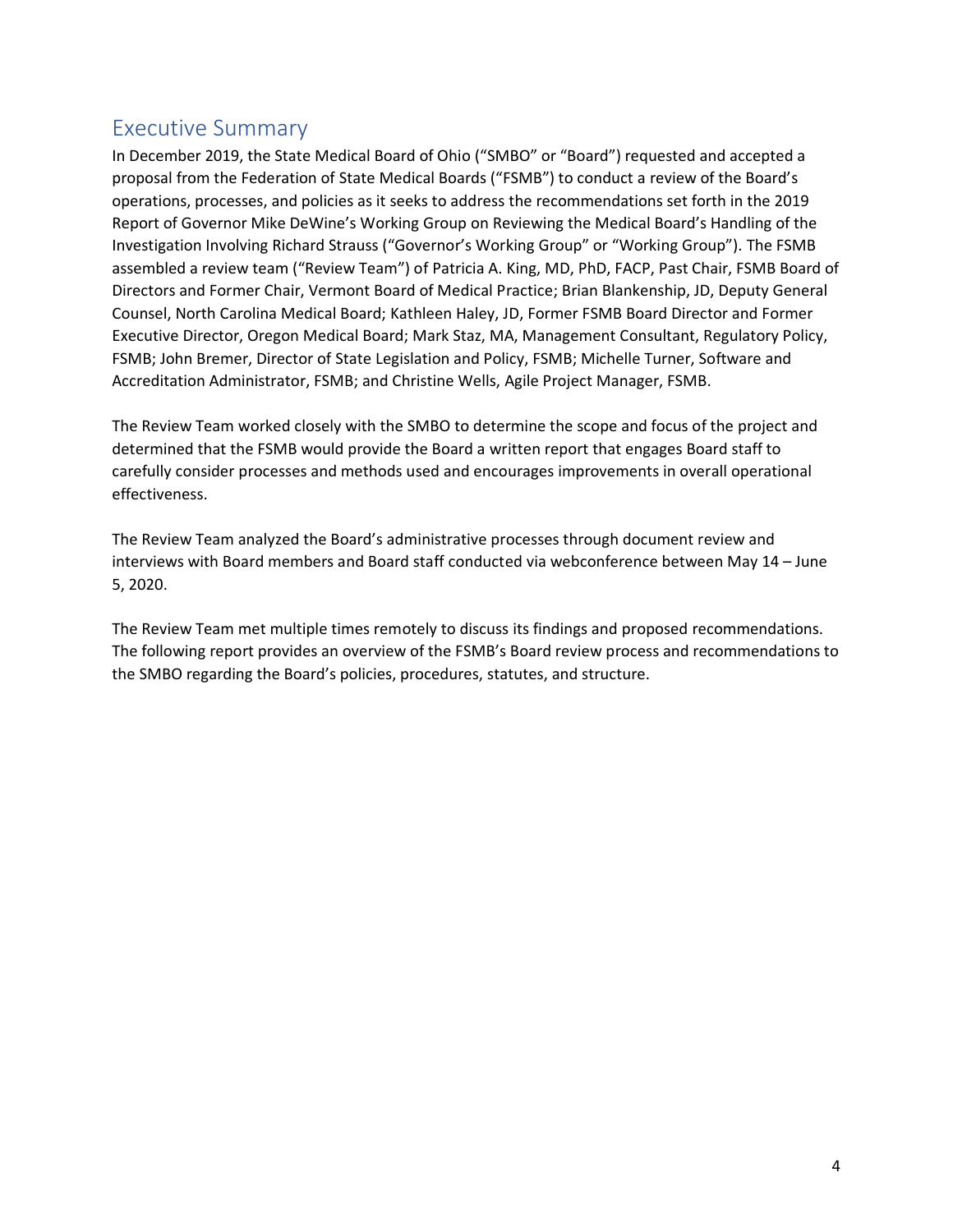## Executive Summary

In December 2019, the State Medical Board of Ohio ("SMBO" or "Board") requested and accepted a proposal from the Federation of State Medical Boards ("FSMB") to conduct a review of the Board's operations, processes, and policies as it seeks to address the recommendations set forth in the 2019 Report of Governor Mike DeWine's Working Group on Reviewing the Medical Board's Handling of the Investigation Involving Richard Strauss ("Governor's Working Group" or "Working Group"). The FSMB assembled a review team ("Review Team") of Patricia A. King, MD, PhD, FACP, Past Chair, FSMB Board of Directors and Former Chair, Vermont Board of Medical Practice; Brian Blankenship, JD, Deputy General Counsel, North Carolina Medical Board; Kathleen Haley, JD, Former FSMB Board Director and Former Executive Director, Oregon Medical Board; Mark Staz, MA, Management Consultant, Regulatory Policy, FSMB; John Bremer, Director of State Legislation and Policy, FSMB; Michelle Turner, Software and Accreditation Administrator, FSMB; and Christine Wells, Agile Project Manager, FSMB.

The Review Team worked closely with the SMBO to determine the scope and focus of the project and determined that the FSMB would provide the Board a written report that engages Board staff to carefully consider processes and methods used and encourages improvements in overall operational effectiveness.

The Review Team analyzed the Board's administrative processes through document review and interviews with Board members and Board staff conducted via webconference between May 14 – June 5, 2020.

The Review Team met multiple times remotely to discuss its findings and proposed recommendations. The following report provides an overview of the FSMB's Board review process and recommendations to the SMBO regarding the Board's policies, procedures, statutes, and structure.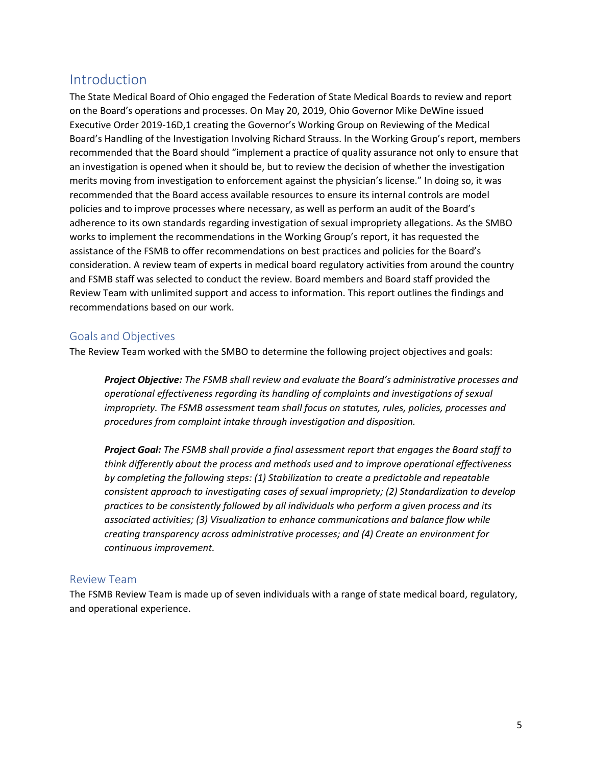## Introduction

The State Medical Board of Ohio engaged the Federation of State Medical Boards to review and report on the Board's operations and processes. On May 20, 2019, Ohio Governor Mike DeWine issued Executive Order 2019-16D,[1] creating the Governor's Working Group on Reviewing of the Medical Board's Handling of the Investigation Involving Richard Strauss. In the Working Group's report, members recommended that the Board should "implement a practice of quality assurance not only to ensure that an investigation is opened when it should be, but to review the decision of whether the investigation merits moving from investigation to enforcement against the physician's license." In doing so, it was recommended that the Board access available resources to ensure its internal controls are model policies and to improve processes where necessary, as well as perform an audit of the Board's adherence to its own standards regarding investigation of sexual impropriety allegations. As the SMBO works to implement the recommendations in the Working Group's report, it has requested the assistance of the FSMB to offer recommendations on best practices and policies for the Board's consideration. A review team of experts in medical board regulatory activities from around the country and FSMB staff was selected to conduct the review. Board members and Board staff provided the Review Team with unlimited support and access to information. This report outlines the findings and recommendations based on our work.

### Goals and Objectives

The Review Team worked with the SMBO to determine the following project objectives and goals:

> ***Project Objective:*** *The FSMB shall review and evaluate the Board's administrative processes and operational effectiveness regarding its handling of complaints and investigations of sexual impropriety. The FSMB assessment team shall focus on statutes, rules, policies, processes and procedures from complaint intake through investigation and disposition.*
>
> ***Project Goal:*** *The FSMB shall provide a final assessment report that engages the Board staff to think differently about the process and methods used and to improve operational effectiveness by completing the following steps: (1) Stabilization to create a predictable and repeatable consistent approach to investigating cases of sexual impropriety; (2) Standardization to develop practices to be consistently followed by all individuals who perform a given process and its associated activities; (3) Visualization to enhance communications and balance flow while creating transparency across administrative processes; and (4) Create an environment for continuous improvement.*

### Review Team

The FSMB Review Team is made up of seven individuals with a range of state medical board, regulatory, and operational experience.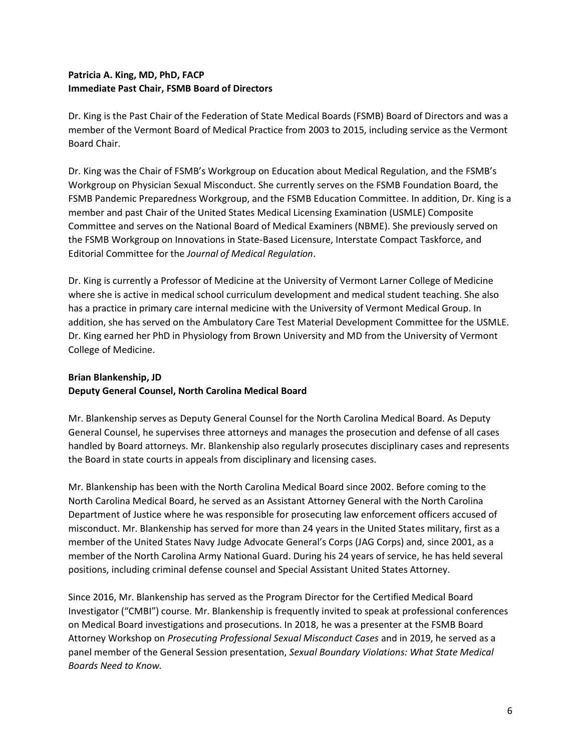**Patricia A. King, MD, PhD, FACP**
**Immediate Past Chair, FSMB Board of Directors**

Dr. King is the Past Chair of the Federation of State Medical Boards (FSMB) Board of Directors and was a member of the Vermont Board of Medical Practice from 2003 to 2015, including service as the Vermont Board Chair.

Dr. King was the Chair of FSMB's Workgroup on Education about Medical Regulation, and the FSMB's Workgroup on Physician Sexual Misconduct. She currently serves on the FSMB Foundation Board, the FSMB Pandemic Preparedness Workgroup, and the FSMB Education Committee. In addition, Dr. King is a member and past Chair of the United States Medical Licensing Examination (USMLE) Composite Committee and serves on the National Board of Medical Examiners (NBME). She previously served on the FSMB Workgroup on Innovations in State-Based Licensure, Interstate Compact Taskforce, and Editorial Committee for the *Journal of Medical Regulation*.

Dr. King is currently a Professor of Medicine at the University of Vermont Larner College of Medicine where she is active in medical school curriculum development and medical student teaching. She also has a practice in primary care internal medicine with the University of Vermont Medical Group. In addition, she has served on the Ambulatory Care Test Material Development Committee for the USMLE. Dr. King earned her PhD in Physiology from Brown University and MD from the University of Vermont College of Medicine.

**Brian Blankenship, JD**
**Deputy General Counsel, North Carolina Medical Board**

Mr. Blankenship serves as Deputy General Counsel for the North Carolina Medical Board. As Deputy General Counsel, he supervises three attorneys and manages the prosecution and defense of all cases handled by Board attorneys. Mr. Blankenship also regularly prosecutes disciplinary cases and represents the Board in state courts in appeals from disciplinary and licensing cases.

Mr. Blankenship has been with the North Carolina Medical Board since 2002. Before coming to the North Carolina Medical Board, he served as an Assistant Attorney General with the North Carolina Department of Justice where he was responsible for prosecuting law enforcement officers accused of misconduct. Mr. Blankenship has served for more than 24 years in the United States military, first as a member of the United States Navy Judge Advocate General's Corps (JAG Corps) and, since 2001, as a member of the North Carolina Army National Guard. During his 24 years of service, he has held several positions, including criminal defense counsel and Special Assistant United States Attorney.

Since 2016, Mr. Blankenship has served as the Program Director for the Certified Medical Board Investigator ("CMBI") course. Mr. Blankenship is frequently invited to speak at professional conferences on Medical Board investigations and prosecutions. In 2018, he was a presenter at the FSMB Board Attorney Workshop on *Prosecuting Professional Sexual Misconduct Cases* and in 2019, he served as a panel member of the General Session presentation, *Sexual Boundary Violations: What State Medical Boards Need to Know.*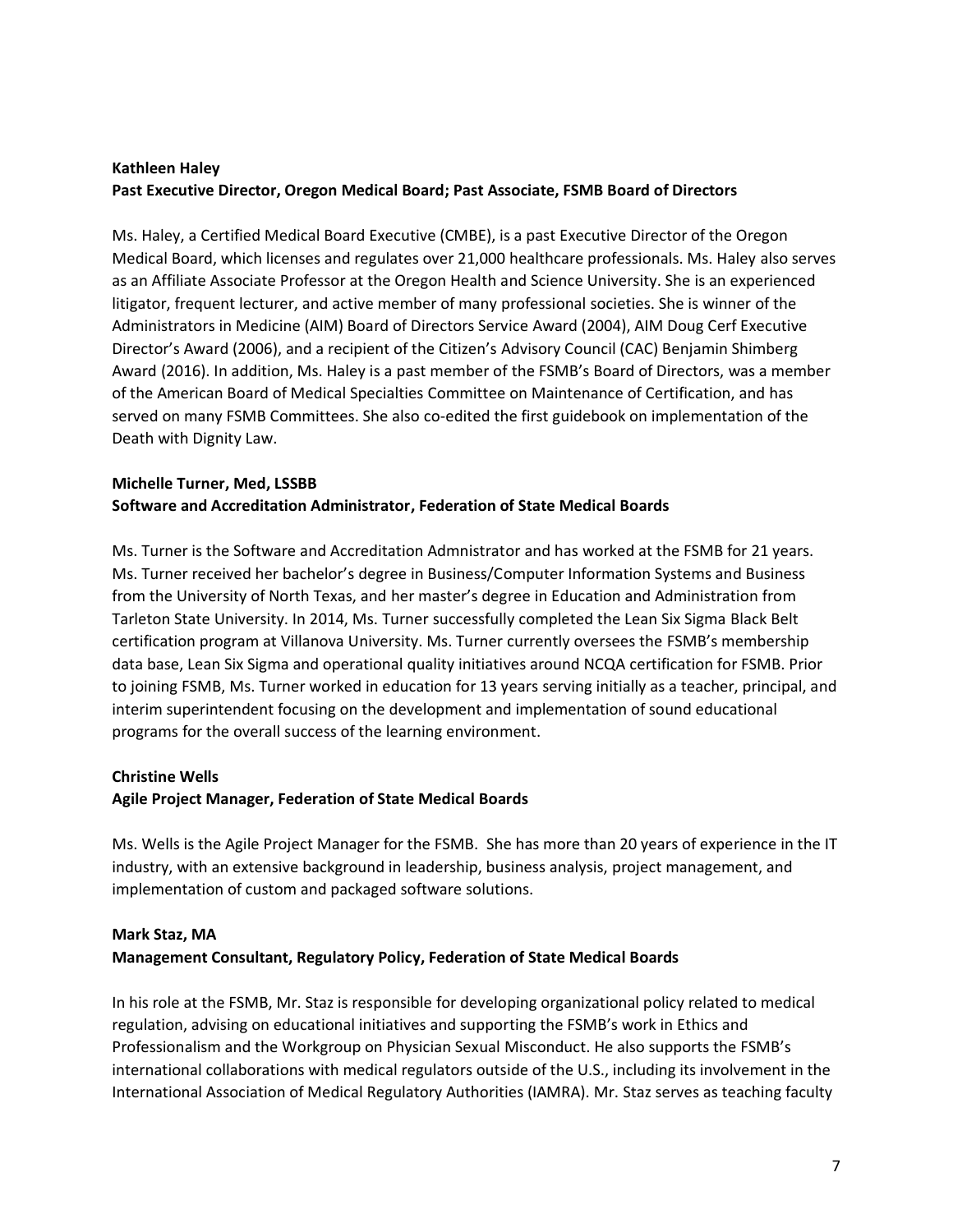**Kathleen Haley**
**Past Executive Director, Oregon Medical Board; Past Associate, FSMB Board of Directors**

Ms. Haley, a Certified Medical Board Executive (CMBE), is a past Executive Director of the Oregon Medical Board, which licenses and regulates over 21,000 healthcare professionals. Ms. Haley also serves as an Affiliate Associate Professor at the Oregon Health and Science University. She is an experienced litigator, frequent lecturer, and active member of many professional societies. She is winner of the Administrators in Medicine (AIM) Board of Directors Service Award (2004), AIM Doug Cerf Executive Director's Award (2006), and a recipient of the Citizen's Advisory Council (CAC) Benjamin Shimberg Award (2016). In addition, Ms. Haley is a past member of the FSMB's Board of Directors, was a member of the American Board of Medical Specialties Committee on Maintenance of Certification, and has served on many FSMB Committees. She also co-edited the first guidebook on implementation of the Death with Dignity Law.

**Michelle Turner, Med, LSSBB**
**Software and Accreditation Administrator, Federation of State Medical Boards**

Ms. Turner is the Software and Accreditation Admnistrator and has worked at the FSMB for 21 years. Ms. Turner received her bachelor's degree in Business/Computer Information Systems and Business from the University of North Texas, and her master's degree in Education and Administration from Tarleton State University. In 2014, Ms. Turner successfully completed the Lean Six Sigma Black Belt certification program at Villanova University. Ms. Turner currently oversees the FSMB's membership data base, Lean Six Sigma and operational quality initiatives around NCQA certification for FSMB. Prior to joining FSMB, Ms. Turner worked in education for 13 years serving initially as a teacher, principal, and interim superintendent focusing on the development and implementation of sound educational programs for the overall success of the learning environment.

**Christine Wells**
**Agile Project Manager, Federation of State Medical Boards**

Ms. Wells is the Agile Project Manager for the FSMB. She has more than 20 years of experience in the IT industry, with an extensive background in leadership, business analysis, project management, and implementation of custom and packaged software solutions.

**Mark Staz, MA**
**Management Consultant, Regulatory Policy, Federation of State Medical Boards**

In his role at the FSMB, Mr. Staz is responsible for developing organizational policy related to medical regulation, advising on educational initiatives and supporting the FSMB's work in Ethics and Professionalism and the Workgroup on Physician Sexual Misconduct. He also supports the FSMB's international collaborations with medical regulators outside of the U.S., including its involvement in the International Association of Medical Regulatory Authorities (IAMRA). Mr. Staz serves as teaching faculty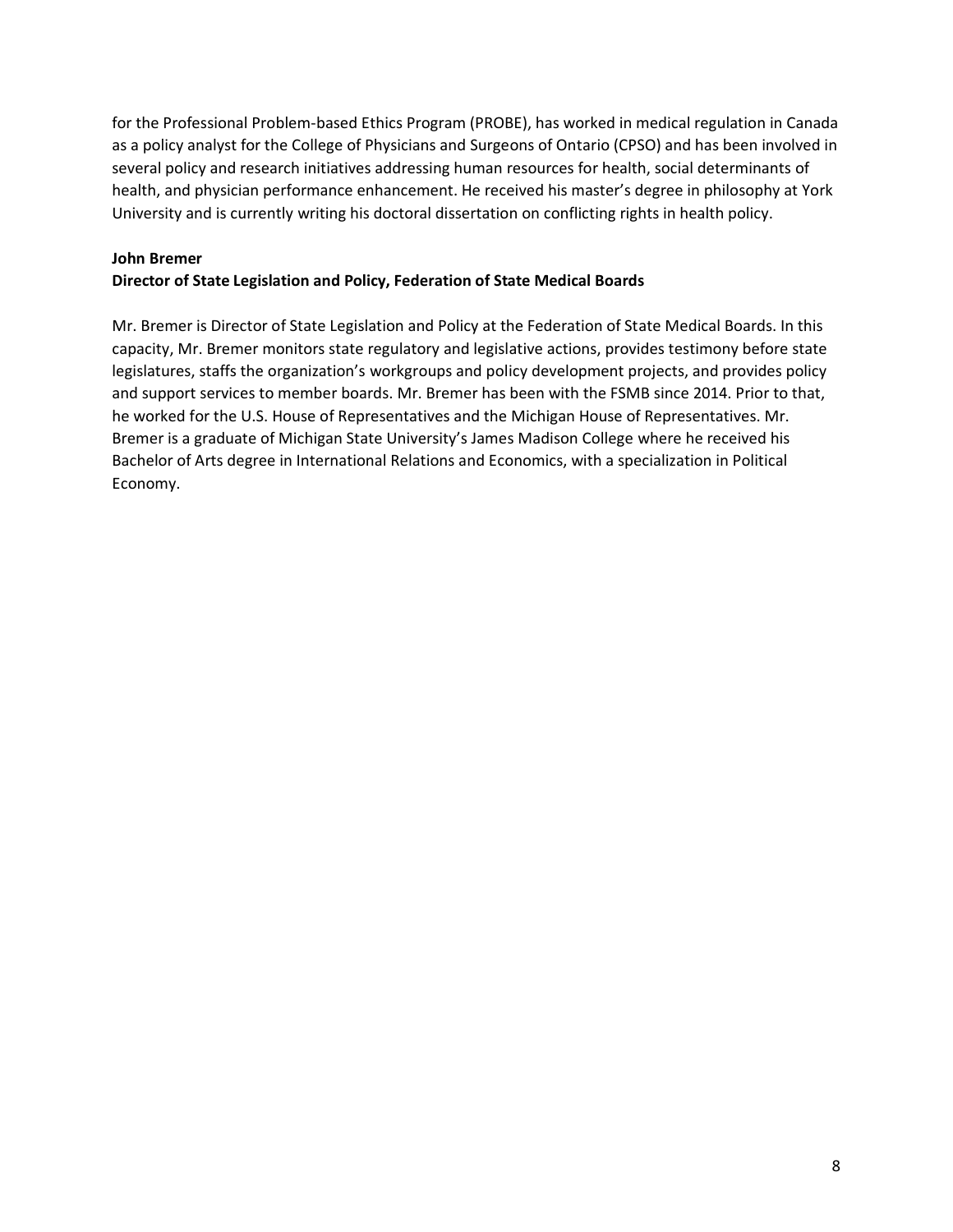for the Professional Problem-based Ethics Program (PROBE), has worked in medical regulation in Canada as a policy analyst for the College of Physicians and Surgeons of Ontario (CPSO) and has been involved in several policy and research initiatives addressing human resources for health, social determinants of health, and physician performance enhancement. He received his master's degree in philosophy at York University and is currently writing his doctoral dissertation on conflicting rights in health policy.

**John Bremer**
**Director of State Legislation and Policy, Federation of State Medical Boards**

Mr. Bremer is Director of State Legislation and Policy at the Federation of State Medical Boards. In this capacity, Mr. Bremer monitors state regulatory and legislative actions, provides testimony before state legislatures, staffs the organization's workgroups and policy development projects, and provides policy and support services to member boards. Mr. Bremer has been with the FSMB since 2014. Prior to that, he worked for the U.S. House of Representatives and the Michigan House of Representatives. Mr. Bremer is a graduate of Michigan State University's James Madison College where he received his Bachelor of Arts degree in International Relations and Economics, with a specialization in Political Economy.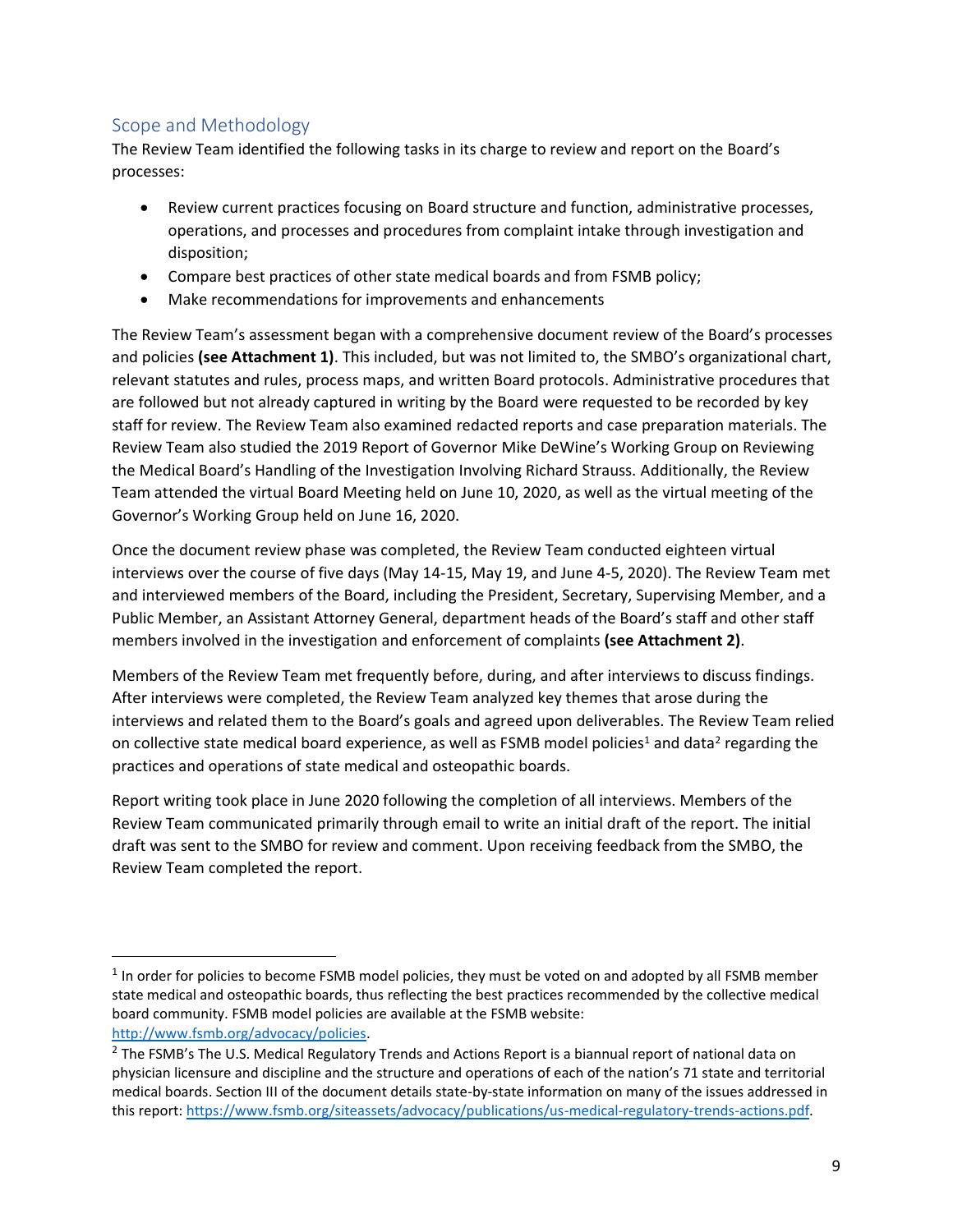## Scope and Methodology

The Review Team identified the following tasks in its charge to review and report on the Board's processes:

- Review current practices focusing on Board structure and function, administrative processes, operations, and processes and procedures from complaint intake through investigation and disposition;
- Compare best practices of other state medical boards and from FSMB policy;
- Make recommendations for improvements and enhancements

The Review Team's assessment began with a comprehensive document review of the Board's processes and policies **(see Attachment 1)**. This included, but was not limited to, the SMBO's organizational chart, relevant statutes and rules, process maps, and written Board protocols. Administrative procedures that are followed but not already captured in writing by the Board were requested to be recorded by key staff for review. The Review Team also examined redacted reports and case preparation materials. The Review Team also studied the 2019 Report of Governor Mike DeWine's Working Group on Reviewing the Medical Board's Handling of the Investigation Involving Richard Strauss. Additionally, the Review Team attended the virtual Board Meeting held on June 10, 2020, as well as the virtual meeting of the Governor's Working Group held on June 16, 2020.

Once the document review phase was completed, the Review Team conducted eighteen virtual interviews over the course of five days (May 14-15, May 19, and June 4-5, 2020). The Review Team met and interviewed members of the Board, including the President, Secretary, Supervising Member, and a Public Member, an Assistant Attorney General, department heads of the Board's staff and other staff members involved in the investigation and enforcement of complaints **(see Attachment 2)**.

Members of the Review Team met frequently before, during, and after interviews to discuss findings. After interviews were completed, the Review Team analyzed key themes that arose during the interviews and related them to the Board's goals and agreed upon deliverables. The Review Team relied on collective state medical board experience, as well as FSMB model policies[1] and data[2] regarding the practices and operations of state medical and osteopathic boards.

Report writing took place in June 2020 following the completion of all interviews. Members of the Review Team communicated primarily through email to write an initial draft of the report. The initial draft was sent to the SMBO for review and comment. Upon receiving feedback from the SMBO, the Review Team completed the report.

---

[1] In order for policies to become FSMB model policies, they must be voted on and adopted by all FSMB member state medical and osteopathic boards, thus reflecting the best practices recommended by the collective medical board community. FSMB model policies are available at the FSMB website: http://www.fsmb.org/advocacy/policies.

[2] The FSMB's The U.S. Medical Regulatory Trends and Actions Report is a biannual report of national data on physician licensure and discipline and the structure and operations of each of the nation's 71 state and territorial medical boards. Section III of the document details state-by-state information on many of the issues addressed in this report: https://www.fsmb.org/siteassets/advocacy/publications/us-medical-regulatory-trends-actions.pdf.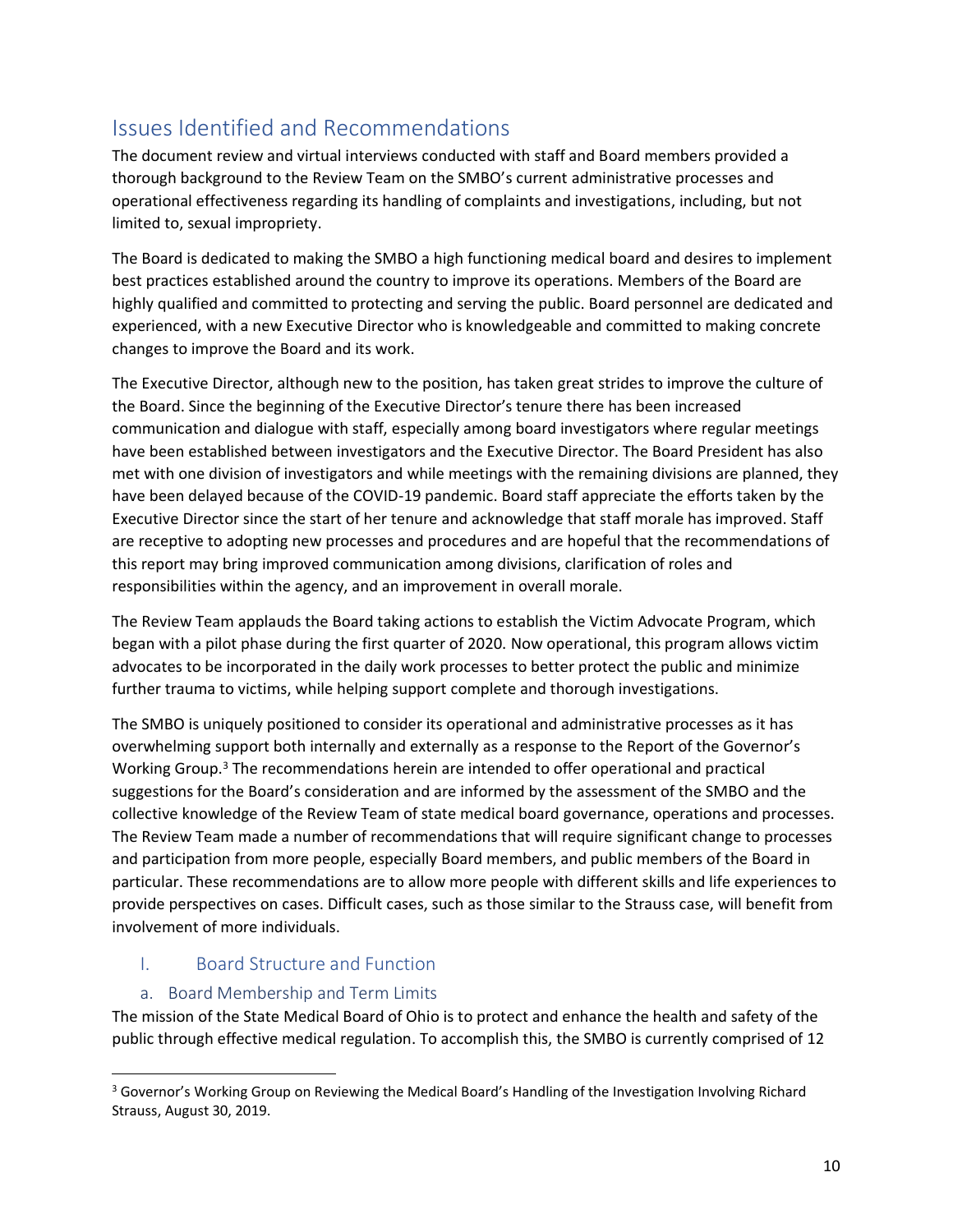## Issues Identified and Recommendations

The document review and virtual interviews conducted with staff and Board members provided a thorough background to the Review Team on the SMBO's current administrative processes and operational effectiveness regarding its handling of complaints and investigations, including, but not limited to, sexual impropriety.

The Board is dedicated to making the SMBO a high functioning medical board and desires to implement best practices established around the country to improve its operations. Members of the Board are highly qualified and committed to protecting and serving the public. Board personnel are dedicated and experienced, with a new Executive Director who is knowledgeable and committed to making concrete changes to improve the Board and its work.

The Executive Director, although new to the position, has taken great strides to improve the culture of the Board. Since the beginning of the Executive Director's tenure there has been increased communication and dialogue with staff, especially among board investigators where regular meetings have been established between investigators and the Executive Director. The Board President has also met with one division of investigators and while meetings with the remaining divisions are planned, they have been delayed because of the COVID-19 pandemic. Board staff appreciate the efforts taken by the Executive Director since the start of her tenure and acknowledge that staff morale has improved. Staff are receptive to adopting new processes and procedures and are hopeful that the recommendations of this report may bring improved communication among divisions, clarification of roles and responsibilities within the agency, and an improvement in overall morale.

The Review Team applauds the Board taking actions to establish the Victim Advocate Program, which began with a pilot phase during the first quarter of 2020. Now operational, this program allows victim advocates to be incorporated in the daily work processes to better protect the public and minimize further trauma to victims, while helping support complete and thorough investigations.

The SMBO is uniquely positioned to consider its operational and administrative processes as it has overwhelming support both internally and externally as a response to the Report of the Governor's Working Group.[3] The recommendations herein are intended to offer operational and practical suggestions for the Board's consideration and are informed by the assessment of the SMBO and the collective knowledge of the Review Team of state medical board governance, operations and processes. The Review Team made a number of recommendations that will require significant change to processes and participation from more people, especially Board members, and public members of the Board in particular. These recommendations are to allow more people with different skills and life experiences to provide perspectives on cases. Difficult cases, such as those similar to the Strauss case, will benefit from involvement of more individuals.

### I. Board Structure and Function

#### a. Board Membership and Term Limits

The mission of the State Medical Board of Ohio is to protect and enhance the health and safety of the public through effective medical regulation. To accomplish this, the SMBO is currently comprised of 12

---

[3] Governor's Working Group on Reviewing the Medical Board's Handling of the Investigation Involving Richard Strauss, August 30, 2019.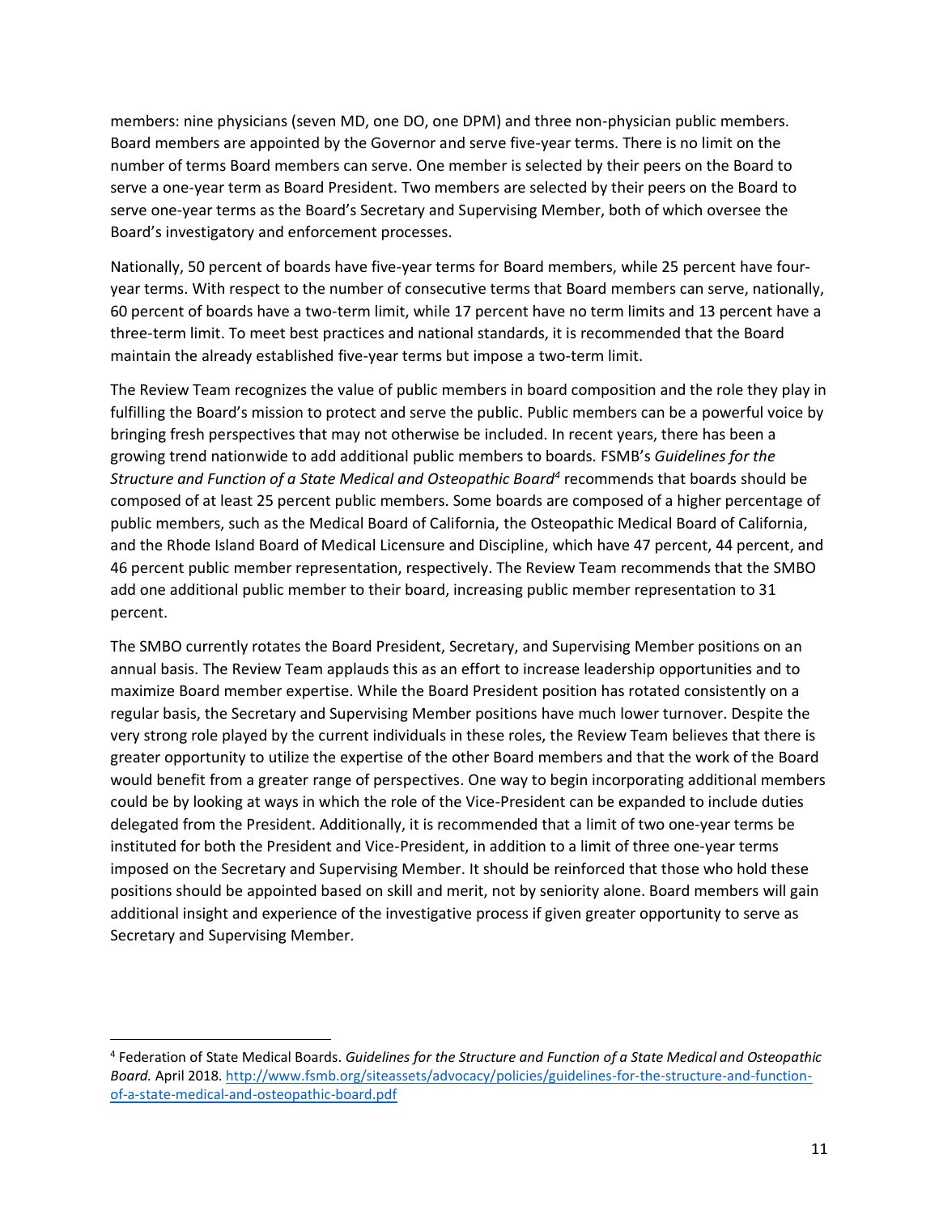members: nine physicians (seven MD, one DO, one DPM) and three non-physician public members. Board members are appointed by the Governor and serve five-year terms. There is no limit on the number of terms Board members can serve. One member is selected by their peers on the Board to serve a one-year term as Board President. Two members are selected by their peers on the Board to serve one-year terms as the Board's Secretary and Supervising Member, both of which oversee the Board's investigatory and enforcement processes.

Nationally, 50 percent of boards have five-year terms for Board members, while 25 percent have four-year terms. With respect to the number of consecutive terms that Board members can serve, nationally, 60 percent of boards have a two-term limit, while 17 percent have no term limits and 13 percent have a three-term limit. To meet best practices and national standards, it is recommended that the Board maintain the already established five-year terms but impose a two-term limit.

The Review Team recognizes the value of public members in board composition and the role they play in fulfilling the Board's mission to protect and serve the public. Public members can be a powerful voice by bringing fresh perspectives that may not otherwise be included. In recent years, there has been a growing trend nationwide to add additional public members to boards. FSMB's *Guidelines for the Structure and Function of a State Medical and Osteopathic Board*[4] recommends that boards should be composed of at least 25 percent public members. Some boards are composed of a higher percentage of public members, such as the Medical Board of California, the Osteopathic Medical Board of California, and the Rhode Island Board of Medical Licensure and Discipline, which have 47 percent, 44 percent, and 46 percent public member representation, respectively. The Review Team recommends that the SMBO add one additional public member to their board, increasing public member representation to 31 percent.

The SMBO currently rotates the Board President, Secretary, and Supervising Member positions on an annual basis. The Review Team applauds this as an effort to increase leadership opportunities and to maximize Board member expertise. While the Board President position has rotated consistently on a regular basis, the Secretary and Supervising Member positions have much lower turnover. Despite the very strong role played by the current individuals in these roles, the Review Team believes that there is greater opportunity to utilize the expertise of the other Board members and that the work of the Board would benefit from a greater range of perspectives. One way to begin incorporating additional members could be by looking at ways in which the role of the Vice-President can be expanded to include duties delegated from the President. Additionally, it is recommended that a limit of two one-year terms be instituted for both the President and Vice-President, in addition to a limit of three one-year terms imposed on the Secretary and Supervising Member. It should be reinforced that those who hold these positions should be appointed based on skill and merit, not by seniority alone. Board members will gain additional insight and experience of the investigative process if given greater opportunity to serve as Secretary and Supervising Member.

---

[4] Federation of State Medical Boards. *Guidelines for the Structure and Function of a State Medical and Osteopathic Board.* April 2018. http://www.fsmb.org/siteassets/advocacy/policies/guidelines-for-the-structure-and-function-of-a-state-medical-and-osteopathic-board.pdf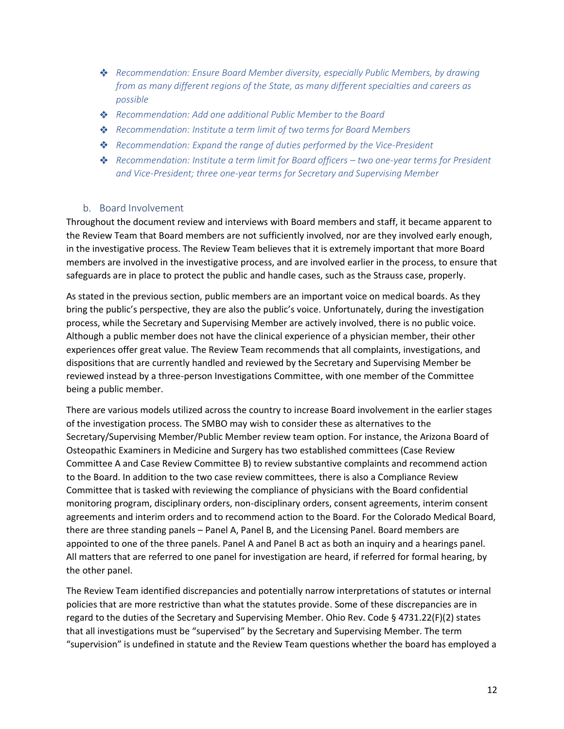- *Recommendation: Ensure Board Member diversity, especially Public Members, by drawing from as many different regions of the State, as many different specialties and careers as possible*
- *Recommendation: Add one additional Public Member to the Board*
- *Recommendation: Institute a term limit of two terms for Board Members*
- *Recommendation: Expand the range of duties performed by the Vice-President*
- *Recommendation: Institute a term limit for Board officers – two one-year terms for President and Vice-President; three one-year terms for Secretary and Supervising Member*

### b. Board Involvement

Throughout the document review and interviews with Board members and staff, it became apparent to the Review Team that Board members are not sufficiently involved, nor are they involved early enough, in the investigative process. The Review Team believes that it is extremely important that more Board members are involved in the investigative process, and are involved earlier in the process, to ensure that safeguards are in place to protect the public and handle cases, such as the Strauss case, properly.

As stated in the previous section, public members are an important voice on medical boards. As they bring the public's perspective, they are also the public's voice. Unfortunately, during the investigation process, while the Secretary and Supervising Member are actively involved, there is no public voice. Although a public member does not have the clinical experience of a physician member, their other experiences offer great value. The Review Team recommends that all complaints, investigations, and dispositions that are currently handled and reviewed by the Secretary and Supervising Member be reviewed instead by a three-person Investigations Committee, with one member of the Committee being a public member.

There are various models utilized across the country to increase Board involvement in the earlier stages of the investigation process. The SMBO may wish to consider these as alternatives to the Secretary/Supervising Member/Public Member review team option. For instance, the Arizona Board of Osteopathic Examiners in Medicine and Surgery has two established committees (Case Review Committee A and Case Review Committee B) to review substantive complaints and recommend action to the Board. In addition to the two case review committees, there is also a Compliance Review Committee that is tasked with reviewing the compliance of physicians with the Board confidential monitoring program, disciplinary orders, non-disciplinary orders, consent agreements, interim consent agreements and interim orders and to recommend action to the Board. For the Colorado Medical Board, there are three standing panels – Panel A, Panel B, and the Licensing Panel. Board members are appointed to one of the three panels. Panel A and Panel B act as both an inquiry and a hearings panel. All matters that are referred to one panel for investigation are heard, if referred for formal hearing, by the other panel.

The Review Team identified discrepancies and potentially narrow interpretations of statutes or internal policies that are more restrictive than what the statutes provide. Some of these discrepancies are in regard to the duties of the Secretary and Supervising Member. Ohio Rev. Code § 4731.22(F)(2) states that all investigations must be "supervised" by the Secretary and Supervising Member. The term "supervision" is undefined in statute and the Review Team questions whether the board has employed a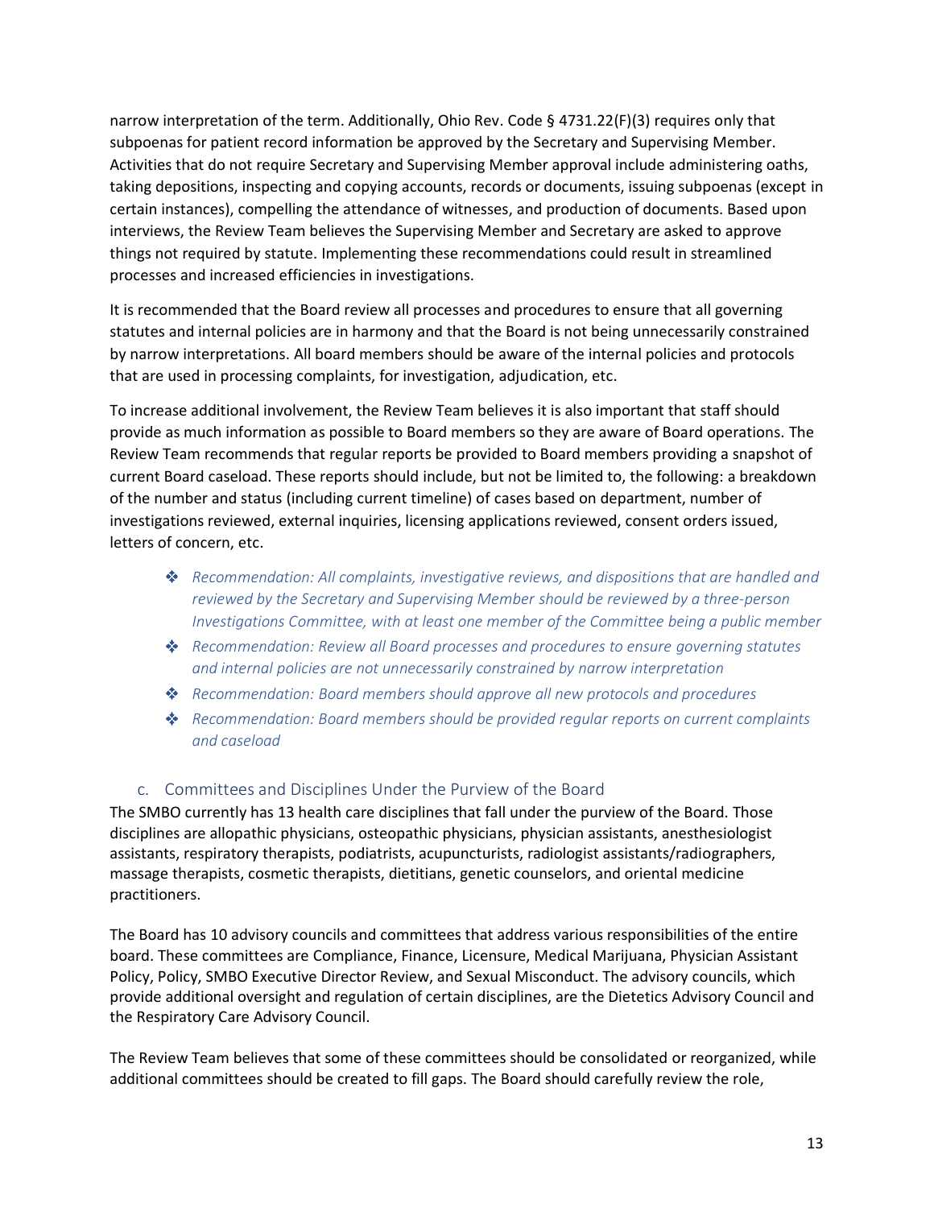narrow interpretation of the term. Additionally, Ohio Rev. Code § 4731.22(F)(3) requires only that subpoenas for patient record information be approved by the Secretary and Supervising Member. Activities that do not require Secretary and Supervising Member approval include administering oaths, taking depositions, inspecting and copying accounts, records or documents, issuing subpoenas (except in certain instances), compelling the attendance of witnesses, and production of documents. Based upon interviews, the Review Team believes the Supervising Member and Secretary are asked to approve things not required by statute. Implementing these recommendations could result in streamlined processes and increased efficiencies in investigations.

It is recommended that the Board review all processes and procedures to ensure that all governing statutes and internal policies are in harmony and that the Board is not being unnecessarily constrained by narrow interpretations. All board members should be aware of the internal policies and protocols that are used in processing complaints, for investigation, adjudication, etc.

To increase additional involvement, the Review Team believes it is also important that staff should provide as much information as possible to Board members so they are aware of Board operations. The Review Team recommends that regular reports be provided to Board members providing a snapshot of current Board caseload. These reports should include, but not be limited to, the following: a breakdown of the number and status (including current timeline) of cases based on department, number of investigations reviewed, external inquiries, licensing applications reviewed, consent orders issued, letters of concern, etc.

- *Recommendation: All complaints, investigative reviews, and dispositions that are handled and reviewed by the Secretary and Supervising Member should be reviewed by a three-person Investigations Committee, with at least one member of the Committee being a public member*
- *Recommendation: Review all Board processes and procedures to ensure governing statutes and internal policies are not unnecessarily constrained by narrow interpretation*
- *Recommendation: Board members should approve all new protocols and procedures*
- *Recommendation: Board members should be provided regular reports on current complaints and caseload*

### c. Committees and Disciplines Under the Purview of the Board

The SMBO currently has 13 health care disciplines that fall under the purview of the Board. Those disciplines are allopathic physicians, osteopathic physicians, physician assistants, anesthesiologist assistants, respiratory therapists, podiatrists, acupuncturists, radiologist assistants/radiographers, massage therapists, cosmetic therapists, dietitians, genetic counselors, and oriental medicine practitioners.

The Board has 10 advisory councils and committees that address various responsibilities of the entire board. These committees are Compliance, Finance, Licensure, Medical Marijuana, Physician Assistant Policy, Policy, SMBO Executive Director Review, and Sexual Misconduct. The advisory councils, which provide additional oversight and regulation of certain disciplines, are the Dietetics Advisory Council and the Respiratory Care Advisory Council.

The Review Team believes that some of these committees should be consolidated or reorganized, while additional committees should be created to fill gaps. The Board should carefully review the role,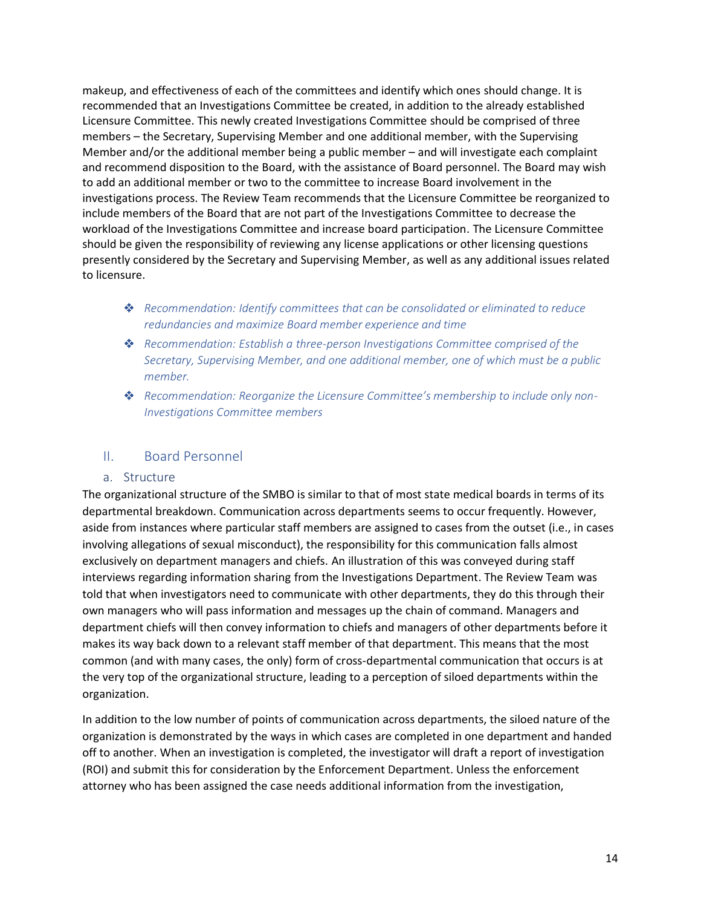makeup, and effectiveness of each of the committees and identify which ones should change. It is recommended that an Investigations Committee be created, in addition to the already established Licensure Committee. This newly created Investigations Committee should be comprised of three members – the Secretary, Supervising Member and one additional member, with the Supervising Member and/or the additional member being a public member – and will investigate each complaint and recommend disposition to the Board, with the assistance of Board personnel. The Board may wish to add an additional member or two to the committee to increase Board involvement in the investigations process. The Review Team recommends that the Licensure Committee be reorganized to include members of the Board that are not part of the Investigations Committee to decrease the workload of the Investigations Committee and increase board participation. The Licensure Committee should be given the responsibility of reviewing any license applications or other licensing questions presently considered by the Secretary and Supervising Member, as well as any additional issues related to licensure.

- *Recommendation: Identify committees that can be consolidated or eliminated to reduce redundancies and maximize Board member experience and time*
- *Recommendation: Establish a three-person Investigations Committee comprised of the Secretary, Supervising Member, and one additional member, one of which must be a public member.*
- *Recommendation: Reorganize the Licensure Committee's membership to include only non-Investigations Committee members*

## II. Board Personnel

### a. Structure

The organizational structure of the SMBO is similar to that of most state medical boards in terms of its departmental breakdown. Communication across departments seems to occur frequently. However, aside from instances where particular staff members are assigned to cases from the outset (i.e., in cases involving allegations of sexual misconduct), the responsibility for this communication falls almost exclusively on department managers and chiefs. An illustration of this was conveyed during staff interviews regarding information sharing from the Investigations Department. The Review Team was told that when investigators need to communicate with other departments, they do this through their own managers who will pass information and messages up the chain of command. Managers and department chiefs will then convey information to chiefs and managers of other departments before it makes its way back down to a relevant staff member of that department. This means that the most common (and with many cases, the only) form of cross-departmental communication that occurs is at the very top of the organizational structure, leading to a perception of siloed departments within the organization.

In addition to the low number of points of communication across departments, the siloed nature of the organization is demonstrated by the ways in which cases are completed in one department and handed off to another. When an investigation is completed, the investigator will draft a report of investigation (ROI) and submit this for consideration by the Enforcement Department. Unless the enforcement attorney who has been assigned the case needs additional information from the investigation,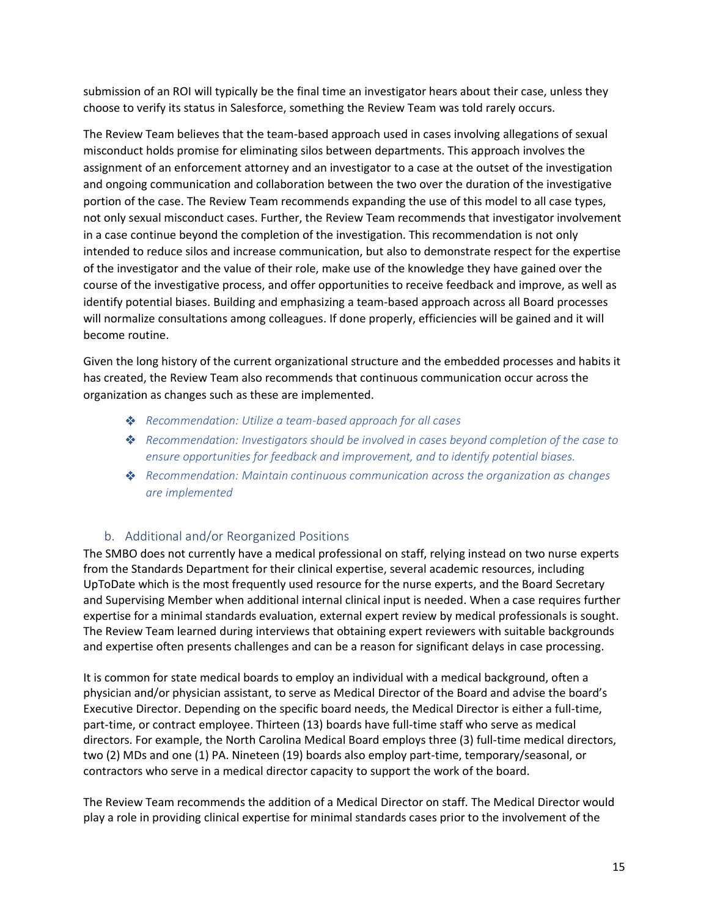submission of an ROI will typically be the final time an investigator hears about their case, unless they choose to verify its status in Salesforce, something the Review Team was told rarely occurs.

The Review Team believes that the team-based approach used in cases involving allegations of sexual misconduct holds promise for eliminating silos between departments. This approach involves the assignment of an enforcement attorney and an investigator to a case at the outset of the investigation and ongoing communication and collaboration between the two over the duration of the investigative portion of the case. The Review Team recommends expanding the use of this model to all case types, not only sexual misconduct cases. Further, the Review Team recommends that investigator involvement in a case continue beyond the completion of the investigation. This recommendation is not only intended to reduce silos and increase communication, but also to demonstrate respect for the expertise of the investigator and the value of their role, make use of the knowledge they have gained over the course of the investigative process, and offer opportunities to receive feedback and improve, as well as identify potential biases. Building and emphasizing a team-based approach across all Board processes will normalize consultations among colleagues. If done properly, efficiencies will be gained and it will become routine.

Given the long history of the current organizational structure and the embedded processes and habits it has created, the Review Team also recommends that continuous communication occur across the organization as changes such as these are implemented.

- *Recommendation: Utilize a team-based approach for all cases*
- *Recommendation: Investigators should be involved in cases beyond completion of the case to ensure opportunities for feedback and improvement, and to identify potential biases.*
- *Recommendation: Maintain continuous communication across the organization as changes are implemented*

### b. Additional and/or Reorganized Positions

The SMBO does not currently have a medical professional on staff, relying instead on two nurse experts from the Standards Department for their clinical expertise, several academic resources, including UpToDate which is the most frequently used resource for the nurse experts, and the Board Secretary and Supervising Member when additional internal clinical input is needed. When a case requires further expertise for a minimal standards evaluation, external expert review by medical professionals is sought. The Review Team learned during interviews that obtaining expert reviewers with suitable backgrounds and expertise often presents challenges and can be a reason for significant delays in case processing.

It is common for state medical boards to employ an individual with a medical background, often a physician and/or physician assistant, to serve as Medical Director of the Board and advise the board's Executive Director. Depending on the specific board needs, the Medical Director is either a full-time, part-time, or contract employee. Thirteen (13) boards have full-time staff who serve as medical directors. For example, the North Carolina Medical Board employs three (3) full-time medical directors, two (2) MDs and one (1) PA. Nineteen (19) boards also employ part-time, temporary/seasonal, or contractors who serve in a medical director capacity to support the work of the board.

The Review Team recommends the addition of a Medical Director on staff. The Medical Director would play a role in providing clinical expertise for minimal standards cases prior to the involvement of the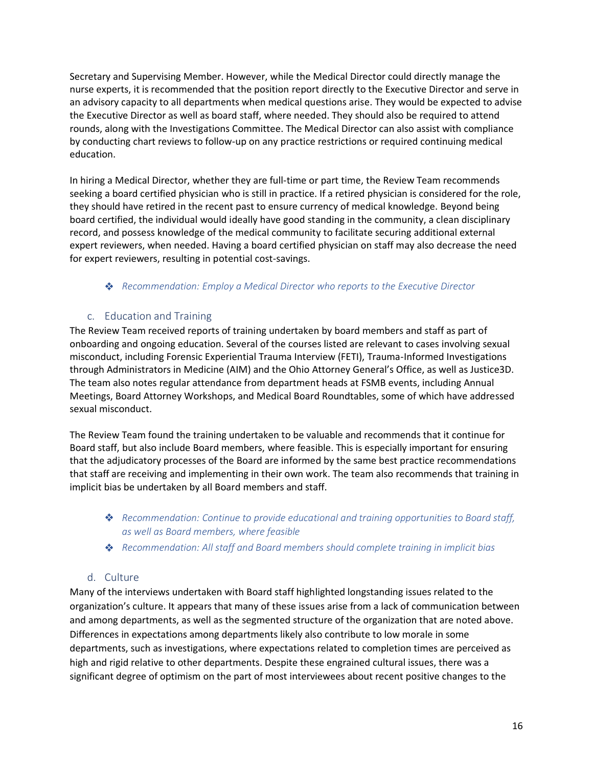Secretary and Supervising Member. However, while the Medical Director could directly manage the nurse experts, it is recommended that the position report directly to the Executive Director and serve in an advisory capacity to all departments when medical questions arise. They would be expected to advise the Executive Director as well as board staff, where needed. They should also be required to attend rounds, along with the Investigations Committee. The Medical Director can also assist with compliance by conducting chart reviews to follow-up on any practice restrictions or required continuing medical education.

In hiring a Medical Director, whether they are full-time or part time, the Review Team recommends seeking a board certified physician who is still in practice. If a retired physician is considered for the role, they should have retired in the recent past to ensure currency of medical knowledge. Beyond being board certified, the individual would ideally have good standing in the community, a clean disciplinary record, and possess knowledge of the medical community to facilitate securing additional external expert reviewers, when needed. Having a board certified physician on staff may also decrease the need for expert reviewers, resulting in potential cost-savings.

- ❖ *Recommendation: Employ a Medical Director who reports to the Executive Director*

### c. Education and Training

The Review Team received reports of training undertaken by board members and staff as part of onboarding and ongoing education. Several of the courses listed are relevant to cases involving sexual misconduct, including Forensic Experiential Trauma Interview (FETI), Trauma-Informed Investigations through Administrators in Medicine (AIM) and the Ohio Attorney General's Office, as well as Justice3D. The team also notes regular attendance from department heads at FSMB events, including Annual Meetings, Board Attorney Workshops, and Medical Board Roundtables, some of which have addressed sexual misconduct.

The Review Team found the training undertaken to be valuable and recommends that it continue for Board staff, but also include Board members, where feasible. This is especially important for ensuring that the adjudicatory processes of the Board are informed by the same best practice recommendations that staff are receiving and implementing in their own work. The team also recommends that training in implicit bias be undertaken by all Board members and staff.

- ❖ *Recommendation: Continue to provide educational and training opportunities to Board staff, as well as Board members, where feasible*
- ❖ *Recommendation: All staff and Board members should complete training in implicit bias*

### d. Culture

Many of the interviews undertaken with Board staff highlighted longstanding issues related to the organization's culture. It appears that many of these issues arise from a lack of communication between and among departments, as well as the segmented structure of the organization that are noted above. Differences in expectations among departments likely also contribute to low morale in some departments, such as investigations, where expectations related to completion times are perceived as high and rigid relative to other departments. Despite these engrained cultural issues, there was a significant degree of optimism on the part of most interviewees about recent positive changes to the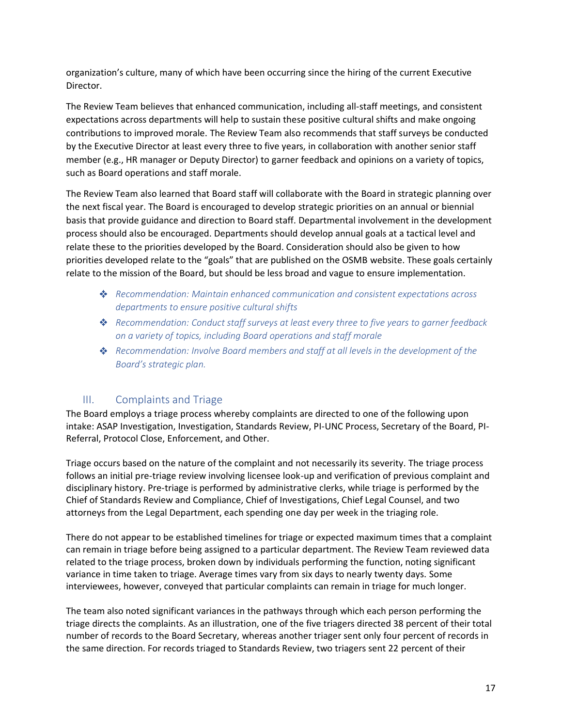organization's culture, many of which have been occurring since the hiring of the current Executive Director.

The Review Team believes that enhanced communication, including all-staff meetings, and consistent expectations across departments will help to sustain these positive cultural shifts and make ongoing contributions to improved morale. The Review Team also recommends that staff surveys be conducted by the Executive Director at least every three to five years, in collaboration with another senior staff member (e.g., HR manager or Deputy Director) to garner feedback and opinions on a variety of topics, such as Board operations and staff morale.

The Review Team also learned that Board staff will collaborate with the Board in strategic planning over the next fiscal year. The Board is encouraged to develop strategic priorities on an annual or biennial basis that provide guidance and direction to Board staff. Departmental involvement in the development process should also be encouraged. Departments should develop annual goals at a tactical level and relate these to the priorities developed by the Board. Consideration should also be given to how priorities developed relate to the "goals" that are published on the OSMB website. These goals certainly relate to the mission of the Board, but should be less broad and vague to ensure implementation.

- *Recommendation: Maintain enhanced communication and consistent expectations across departments to ensure positive cultural shifts*
- *Recommendation: Conduct staff surveys at least every three to five years to garner feedback on a variety of topics, including Board operations and staff morale*
- *Recommendation: Involve Board members and staff at all levels in the development of the Board's strategic plan.*

## III. Complaints and Triage

The Board employs a triage process whereby complaints are directed to one of the following upon intake: ASAP Investigation, Investigation, Standards Review, PI-UNC Process, Secretary of the Board, PI-Referral, Protocol Close, Enforcement, and Other.

Triage occurs based on the nature of the complaint and not necessarily its severity. The triage process follows an initial pre-triage review involving licensee look-up and verification of previous complaint and disciplinary history. Pre-triage is performed by administrative clerks, while triage is performed by the Chief of Standards Review and Compliance, Chief of Investigations, Chief Legal Counsel, and two attorneys from the Legal Department, each spending one day per week in the triaging role.

There do not appear to be established timelines for triage or expected maximum times that a complaint can remain in triage before being assigned to a particular department. The Review Team reviewed data related to the triage process, broken down by individuals performing the function, noting significant variance in time taken to triage. Average times vary from six days to nearly twenty days. Some interviewees, however, conveyed that particular complaints can remain in triage for much longer.

The team also noted significant variances in the pathways through which each person performing the triage directs the complaints. As an illustration, one of the five triagers directed 38 percent of their total number of records to the Board Secretary, whereas another triager sent only four percent of records in the same direction. For records triaged to Standards Review, two triagers sent 22 percent of their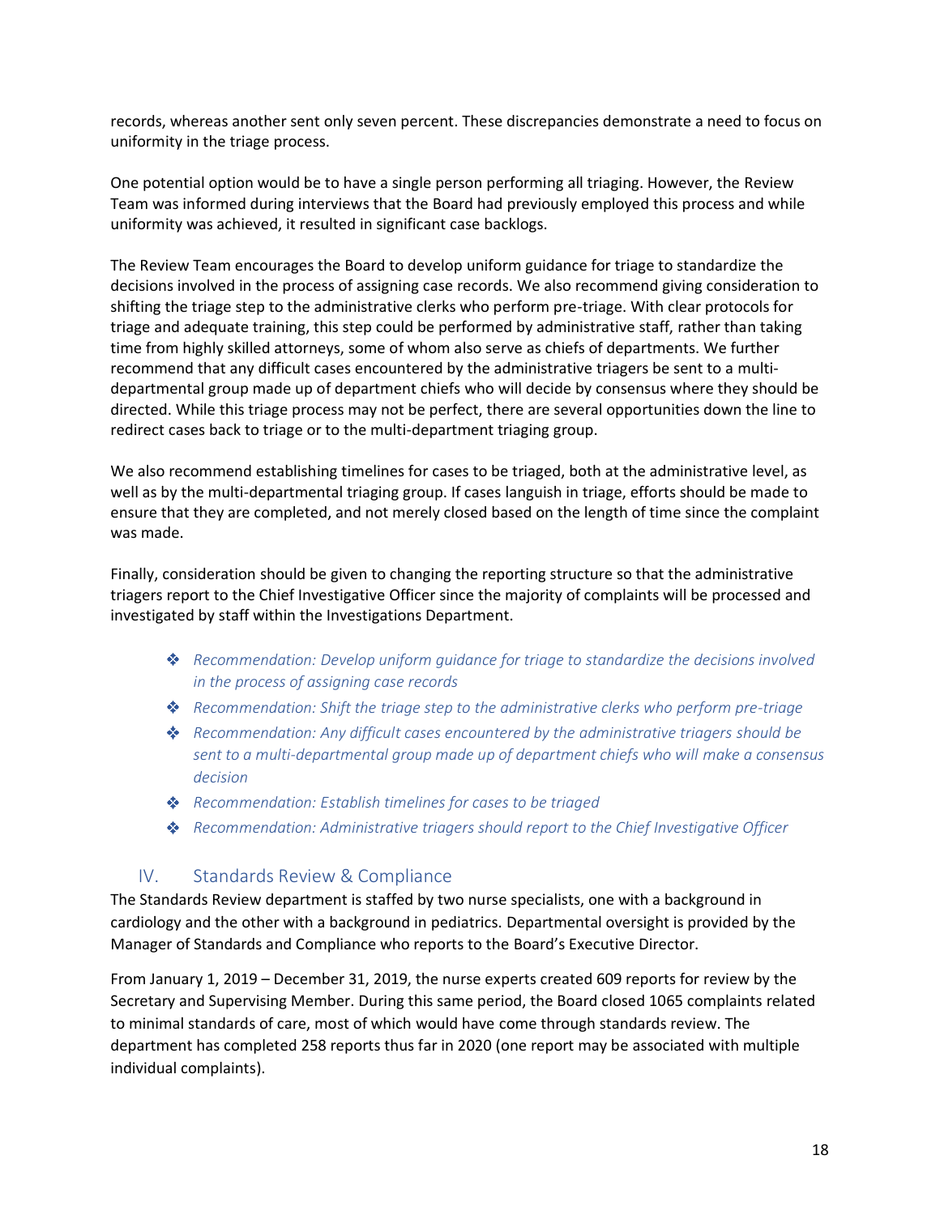records, whereas another sent only seven percent. These discrepancies demonstrate a need to focus on uniformity in the triage process.

One potential option would be to have a single person performing all triaging. However, the Review Team was informed during interviews that the Board had previously employed this process and while uniformity was achieved, it resulted in significant case backlogs.

The Review Team encourages the Board to develop uniform guidance for triage to standardize the decisions involved in the process of assigning case records. We also recommend giving consideration to shifting the triage step to the administrative clerks who perform pre-triage. With clear protocols for triage and adequate training, this step could be performed by administrative staff, rather than taking time from highly skilled attorneys, some of whom also serve as chiefs of departments. We further recommend that any difficult cases encountered by the administrative triagers be sent to a multi-departmental group made up of department chiefs who will decide by consensus where they should be directed. While this triage process may not be perfect, there are several opportunities down the line to redirect cases back to triage or to the multi-department triaging group.

We also recommend establishing timelines for cases to be triaged, both at the administrative level, as well as by the multi-departmental triaging group. If cases languish in triage, efforts should be made to ensure that they are completed, and not merely closed based on the length of time since the complaint was made.

Finally, consideration should be given to changing the reporting structure so that the administrative triagers report to the Chief Investigative Officer since the majority of complaints will be processed and investigated by staff within the Investigations Department.

- *Recommendation: Develop uniform guidance for triage to standardize the decisions involved in the process of assigning case records*
- *Recommendation: Shift the triage step to the administrative clerks who perform pre-triage*
- *Recommendation: Any difficult cases encountered by the administrative triagers should be sent to a multi-departmental group made up of department chiefs who will make a consensus decision*
- *Recommendation: Establish timelines for cases to be triaged*
- *Recommendation: Administrative triagers should report to the Chief Investigative Officer*

## IV. Standards Review & Compliance

The Standards Review department is staffed by two nurse specialists, one with a background in cardiology and the other with a background in pediatrics. Departmental oversight is provided by the Manager of Standards and Compliance who reports to the Board's Executive Director.

From January 1, 2019 – December 31, 2019, the nurse experts created 609 reports for review by the Secretary and Supervising Member. During this same period, the Board closed 1065 complaints related to minimal standards of care, most of which would have come through standards review. The department has completed 258 reports thus far in 2020 (one report may be associated with multiple individual complaints).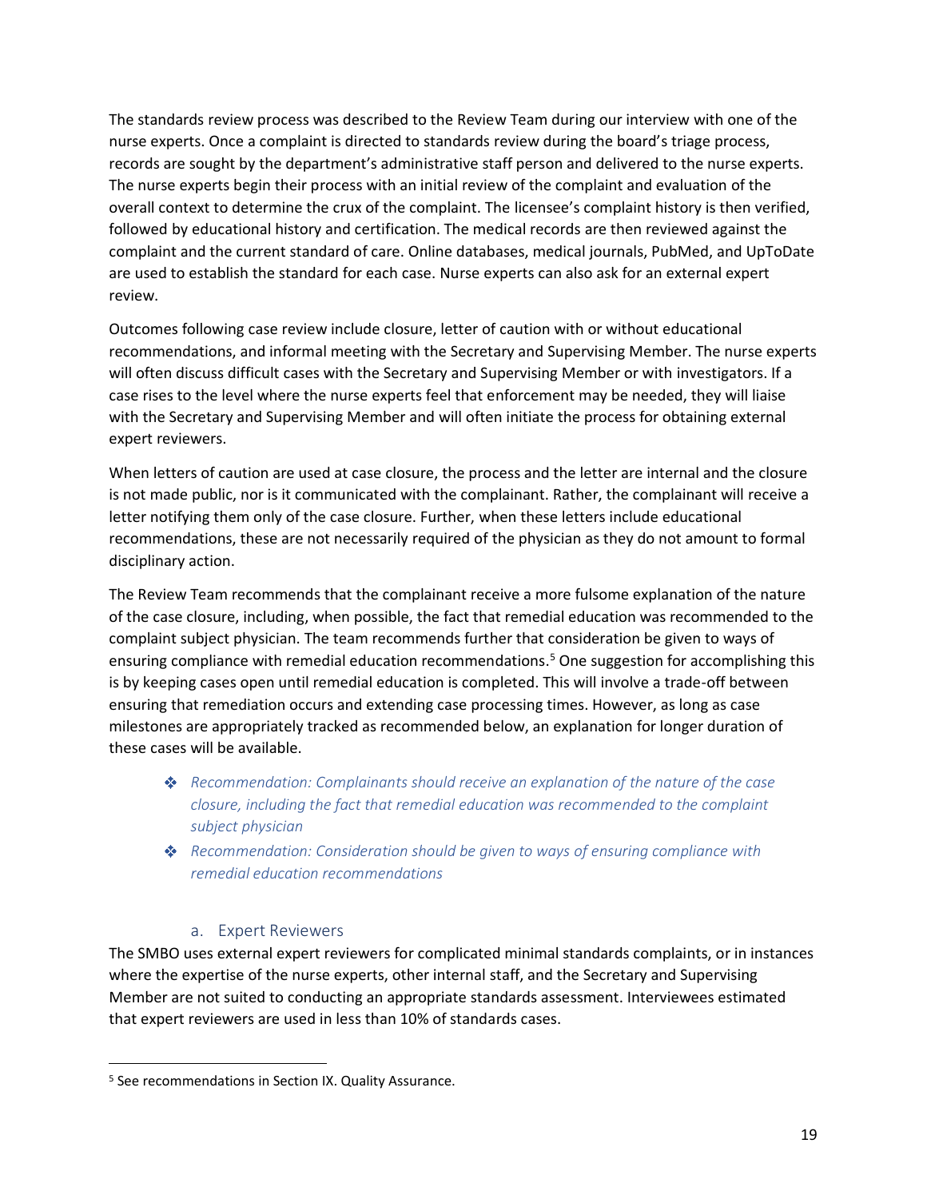The standards review process was described to the Review Team during our interview with one of the nurse experts. Once a complaint is directed to standards review during the board's triage process, records are sought by the department's administrative staff person and delivered to the nurse experts. The nurse experts begin their process with an initial review of the complaint and evaluation of the overall context to determine the crux of the complaint. The licensee's complaint history is then verified, followed by educational history and certification. The medical records are then reviewed against the complaint and the current standard of care. Online databases, medical journals, PubMed, and UpToDate are used to establish the standard for each case. Nurse experts can also ask for an external expert review.

Outcomes following case review include closure, letter of caution with or without educational recommendations, and informal meeting with the Secretary and Supervising Member. The nurse experts will often discuss difficult cases with the Secretary and Supervising Member or with investigators. If a case rises to the level where the nurse experts feel that enforcement may be needed, they will liaise with the Secretary and Supervising Member and will often initiate the process for obtaining external expert reviewers.

When letters of caution are used at case closure, the process and the letter are internal and the closure is not made public, nor is it communicated with the complainant. Rather, the complainant will receive a letter notifying them only of the case closure. Further, when these letters include educational recommendations, these are not necessarily required of the physician as they do not amount to formal disciplinary action.

The Review Team recommends that the complainant receive a more fulsome explanation of the nature of the case closure, including, when possible, the fact that remedial education was recommended to the complaint subject physician. The team recommends further that consideration be given to ways of ensuring compliance with remedial education recommendations.[5] One suggestion for accomplishing this is by keeping cases open until remedial education is completed. This will involve a trade-off between ensuring that remediation occurs and extending case processing times. However, as long as case milestones are appropriately tracked as recommended below, an explanation for longer duration of these cases will be available.

- ❖ *Recommendation: Complainants should receive an explanation of the nature of the case closure, including the fact that remedial education was recommended to the complaint subject physician*
- ❖ *Recommendation: Consideration should be given to ways of ensuring compliance with remedial education recommendations*

### a. Expert Reviewers

The SMBO uses external expert reviewers for complicated minimal standards complaints, or in instances where the expertise of the nurse experts, other internal staff, and the Secretary and Supervising Member are not suited to conducting an appropriate standards assessment. Interviewees estimated that expert reviewers are used in less than 10% of standards cases.

---

[5] See recommendations in Section IX. Quality Assurance.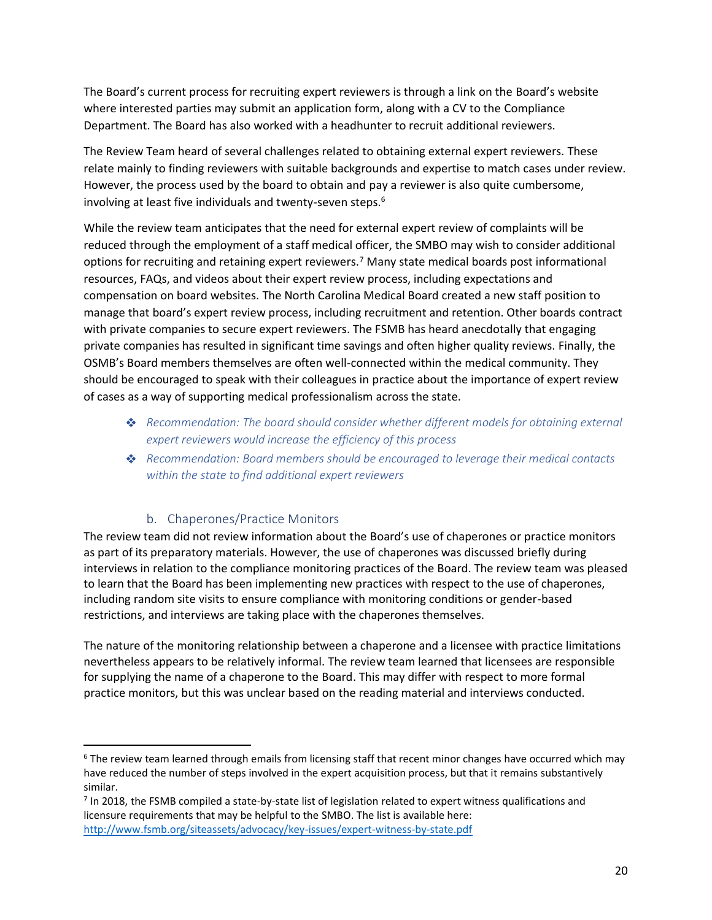The Board's current process for recruiting expert reviewers is through a link on the Board's website where interested parties may submit an application form, along with a CV to the Compliance Department. The Board has also worked with a headhunter to recruit additional reviewers.

The Review Team heard of several challenges related to obtaining external expert reviewers. These relate mainly to finding reviewers with suitable backgrounds and expertise to match cases under review. However, the process used by the board to obtain and pay a reviewer is also quite cumbersome, involving at least five individuals and twenty-seven steps.[6]

While the review team anticipates that the need for external expert review of complaints will be reduced through the employment of a staff medical officer, the SMBO may wish to consider additional options for recruiting and retaining expert reviewers.[7] Many state medical boards post informational resources, FAQs, and videos about their expert review process, including expectations and compensation on board websites. The North Carolina Medical Board created a new staff position to manage that board's expert review process, including recruitment and retention. Other boards contract with private companies to secure expert reviewers. The FSMB has heard anecdotally that engaging private companies has resulted in significant time savings and often higher quality reviews. Finally, the OSMB's Board members themselves are often well-connected within the medical community. They should be encouraged to speak with their colleagues in practice about the importance of expert review of cases as a way of supporting medical professionalism across the state.

- *Recommendation: The board should consider whether different models for obtaining external expert reviewers would increase the efficiency of this process*
- *Recommendation: Board members should be encouraged to leverage their medical contacts within the state to find additional expert reviewers*

### b. Chaperones/Practice Monitors

The review team did not review information about the Board's use of chaperones or practice monitors as part of its preparatory materials. However, the use of chaperones was discussed briefly during interviews in relation to the compliance monitoring practices of the Board. The review team was pleased to learn that the Board has been implementing new practices with respect to the use of chaperones, including random site visits to ensure compliance with monitoring conditions or gender-based restrictions, and interviews are taking place with the chaperones themselves.

The nature of the monitoring relationship between a chaperone and a licensee with practice limitations nevertheless appears to be relatively informal. The review team learned that licensees are responsible for supplying the name of a chaperone to the Board. This may differ with respect to more formal practice monitors, but this was unclear based on the reading material and interviews conducted.

---

[6] The review team learned through emails from licensing staff that recent minor changes have occurred which may have reduced the number of steps involved in the expert acquisition process, but that it remains substantively similar.

[7] In 2018, the FSMB compiled a state-by-state list of legislation related to expert witness qualifications and licensure requirements that may be helpful to the SMBO. The list is available here: http://www.fsmb.org/siteassets/advocacy/key-issues/expert-witness-by-state.pdf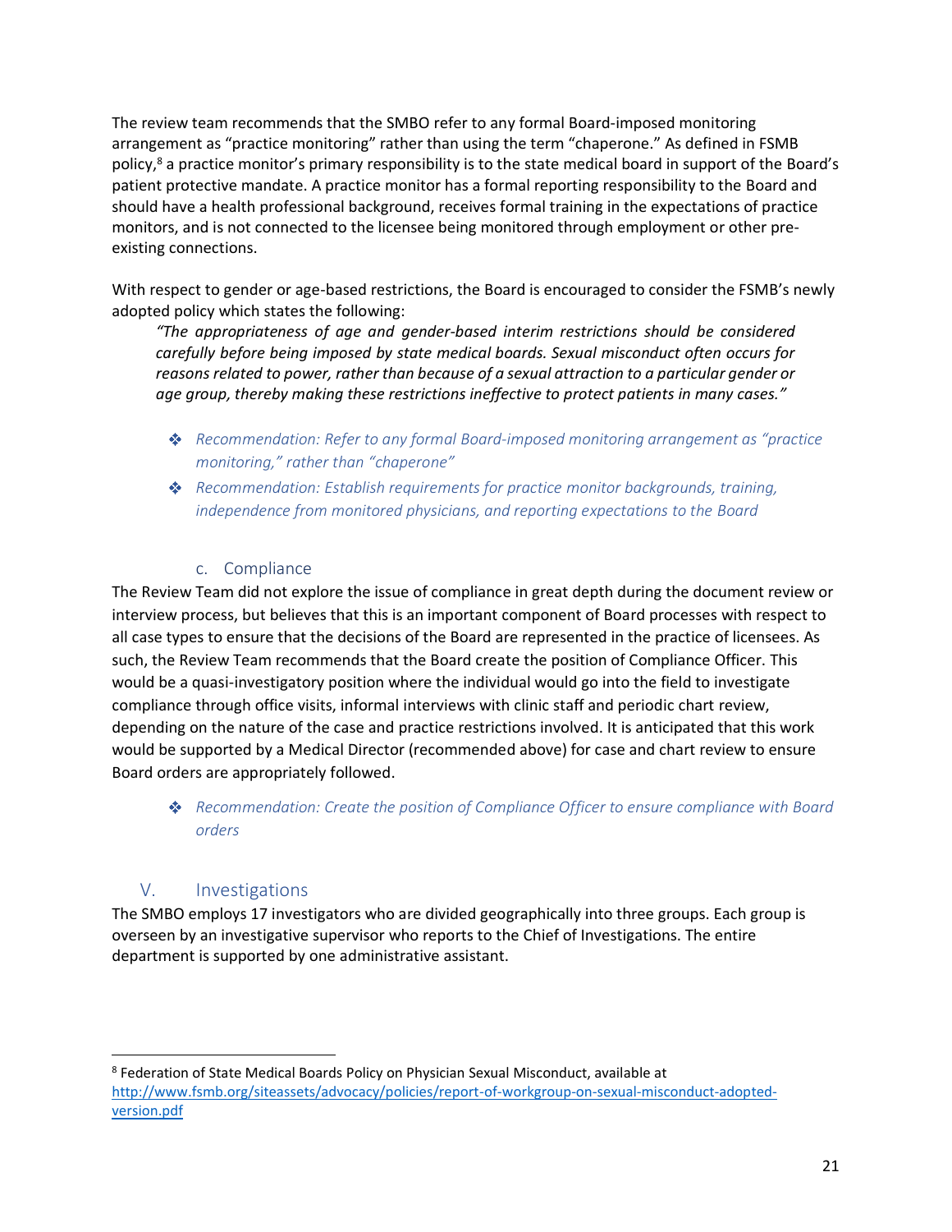The review team recommends that the SMBO refer to any formal Board-imposed monitoring arrangement as "practice monitoring" rather than using the term "chaperone." As defined in FSMB policy,[8] a practice monitor's primary responsibility is to the state medical board in support of the Board's patient protective mandate. A practice monitor has a formal reporting responsibility to the Board and should have a health professional background, receives formal training in the expectations of practice monitors, and is not connected to the licensee being monitored through employment or other pre-existing connections.

With respect to gender or age-based restrictions, the Board is encouraged to consider the FSMB's newly adopted policy which states the following:

> *"The appropriateness of age and gender-based interim restrictions should be considered carefully before being imposed by state medical boards. Sexual misconduct often occurs for reasons related to power, rather than because of a sexual attraction to a particular gender or age group, thereby making these restrictions ineffective to protect patients in many cases."*

- ❖ *Recommendation: Refer to any formal Board-imposed monitoring arrangement as "practice monitoring," rather than "chaperone"*
- ❖ *Recommendation: Establish requirements for practice monitor backgrounds, training, independence from monitored physicians, and reporting expectations to the Board*

### c. Compliance

The Review Team did not explore the issue of compliance in great depth during the document review or interview process, but believes that this is an important component of Board processes with respect to all case types to ensure that the decisions of the Board are represented in the practice of licensees. As such, the Review Team recommends that the Board create the position of Compliance Officer. This would be a quasi-investigatory position where the individual would go into the field to investigate compliance through office visits, informal interviews with clinic staff and periodic chart review, depending on the nature of the case and practice restrictions involved. It is anticipated that this work would be supported by a Medical Director (recommended above) for case and chart review to ensure Board orders are appropriately followed.

- ❖ *Recommendation: Create the position of Compliance Officer to ensure compliance with Board orders*

## V. Investigations

The SMBO employs 17 investigators who are divided geographically into three groups. Each group is overseen by an investigative supervisor who reports to the Chief of Investigations. The entire department is supported by one administrative assistant.

---

[8] Federation of State Medical Boards Policy on Physician Sexual Misconduct, available at http://www.fsmb.org/siteassets/advocacy/policies/report-of-workgroup-on-sexual-misconduct-adopted-version.pdf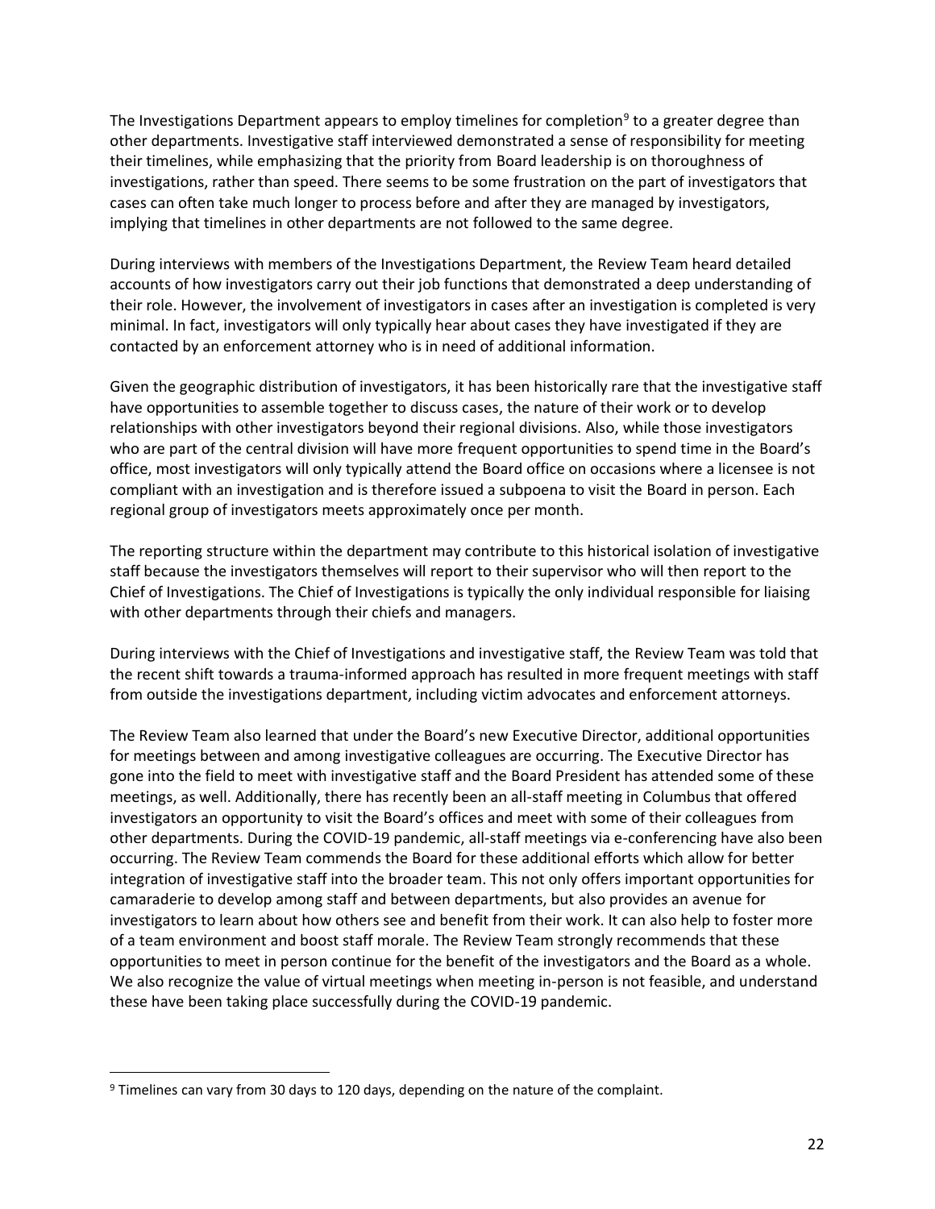The Investigations Department appears to employ timelines for completion[9] to a greater degree than other departments. Investigative staff interviewed demonstrated a sense of responsibility for meeting their timelines, while emphasizing that the priority from Board leadership is on thoroughness of investigations, rather than speed. There seems to be some frustration on the part of investigators that cases can often take much longer to process before and after they are managed by investigators, implying that timelines in other departments are not followed to the same degree.

During interviews with members of the Investigations Department, the Review Team heard detailed accounts of how investigators carry out their job functions that demonstrated a deep understanding of their role. However, the involvement of investigators in cases after an investigation is completed is very minimal. In fact, investigators will only typically hear about cases they have investigated if they are contacted by an enforcement attorney who is in need of additional information.

Given the geographic distribution of investigators, it has been historically rare that the investigative staff have opportunities to assemble together to discuss cases, the nature of their work or to develop relationships with other investigators beyond their regional divisions. Also, while those investigators who are part of the central division will have more frequent opportunities to spend time in the Board's office, most investigators will only typically attend the Board office on occasions where a licensee is not compliant with an investigation and is therefore issued a subpoena to visit the Board in person. Each regional group of investigators meets approximately once per month.

The reporting structure within the department may contribute to this historical isolation of investigative staff because the investigators themselves will report to their supervisor who will then report to the Chief of Investigations. The Chief of Investigations is typically the only individual responsible for liaising with other departments through their chiefs and managers.

During interviews with the Chief of Investigations and investigative staff, the Review Team was told that the recent shift towards a trauma-informed approach has resulted in more frequent meetings with staff from outside the investigations department, including victim advocates and enforcement attorneys.

The Review Team also learned that under the Board's new Executive Director, additional opportunities for meetings between and among investigative colleagues are occurring. The Executive Director has gone into the field to meet with investigative staff and the Board President has attended some of these meetings, as well. Additionally, there has recently been an all-staff meeting in Columbus that offered investigators an opportunity to visit the Board's offices and meet with some of their colleagues from other departments. During the COVID-19 pandemic, all-staff meetings via e-conferencing have also been occurring. The Review Team commends the Board for these additional efforts which allow for better integration of investigative staff into the broader team. This not only offers important opportunities for camaraderie to develop among staff and between departments, but also provides an avenue for investigators to learn about how others see and benefit from their work. It can also help to foster more of a team environment and boost staff morale. The Review Team strongly recommends that these opportunities to meet in person continue for the benefit of the investigators and the Board as a whole. We also recognize the value of virtual meetings when meeting in-person is not feasible, and understand these have been taking place successfully during the COVID-19 pandemic.

---

[9] Timelines can vary from 30 days to 120 days, depending on the nature of the complaint.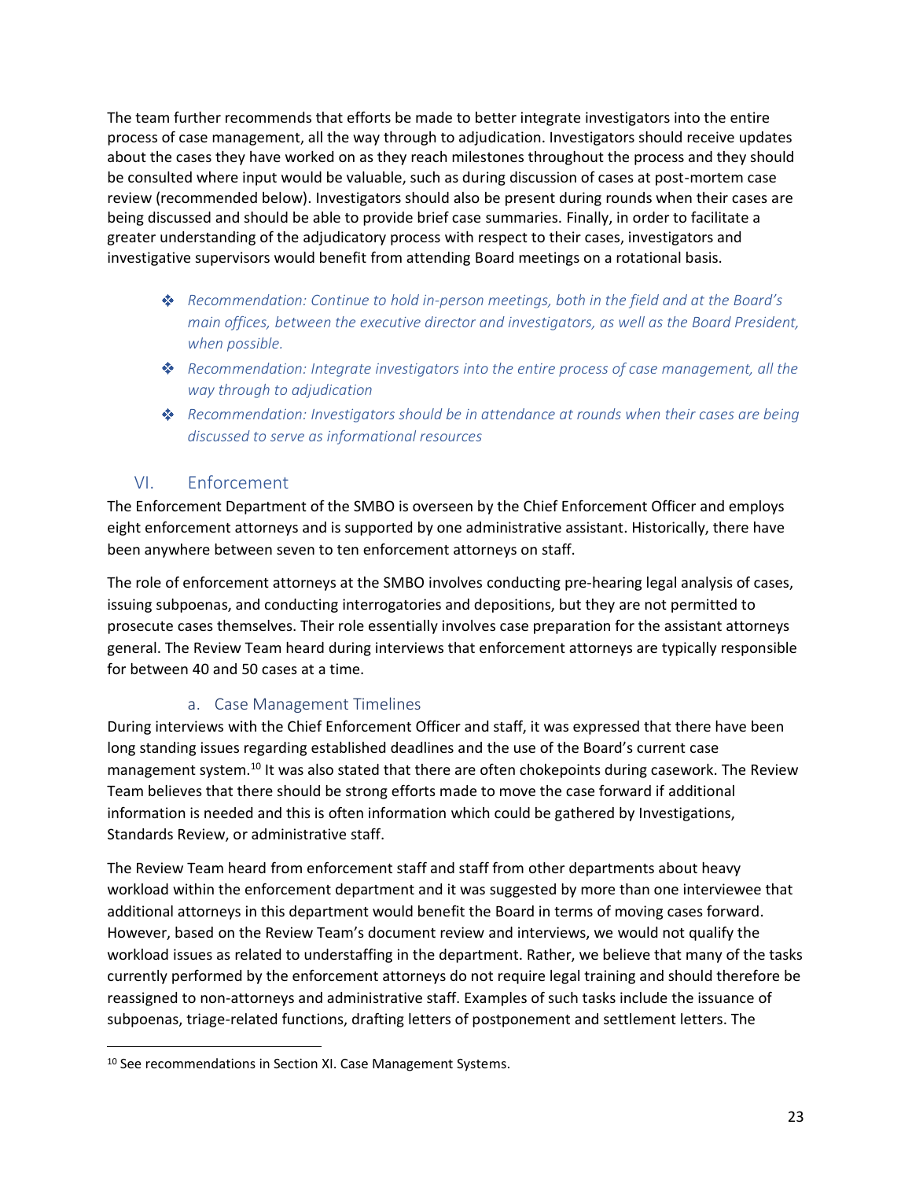The team further recommends that efforts be made to better integrate investigators into the entire process of case management, all the way through to adjudication. Investigators should receive updates about the cases they have worked on as they reach milestones throughout the process and they should be consulted where input would be valuable, such as during discussion of cases at post-mortem case review (recommended below). Investigators should also be present during rounds when their cases are being discussed and should be able to provide brief case summaries. Finally, in order to facilitate a greater understanding of the adjudicatory process with respect to their cases, investigators and investigative supervisors would benefit from attending Board meetings on a rotational basis.

- *Recommendation: Continue to hold in-person meetings, both in the field and at the Board's main offices, between the executive director and investigators, as well as the Board President, when possible.*
- *Recommendation: Integrate investigators into the entire process of case management, all the way through to adjudication*
- *Recommendation: Investigators should be in attendance at rounds when their cases are being discussed to serve as informational resources*

## VI. Enforcement

The Enforcement Department of the SMBO is overseen by the Chief Enforcement Officer and employs eight enforcement attorneys and is supported by one administrative assistant. Historically, there have been anywhere between seven to ten enforcement attorneys on staff.

The role of enforcement attorneys at the SMBO involves conducting pre-hearing legal analysis of cases, issuing subpoenas, and conducting interrogatories and depositions, but they are not permitted to prosecute cases themselves. Their role essentially involves case preparation for the assistant attorneys general. The Review Team heard during interviews that enforcement attorneys are typically responsible for between 40 and 50 cases at a time.

### a. Case Management Timelines

During interviews with the Chief Enforcement Officer and staff, it was expressed that there have been long standing issues regarding established deadlines and the use of the Board's current case management system.[10] It was also stated that there are often chokepoints during casework. The Review Team believes that there should be strong efforts made to move the case forward if additional information is needed and this is often information which could be gathered by Investigations, Standards Review, or administrative staff.

The Review Team heard from enforcement staff and staff from other departments about heavy workload within the enforcement department and it was suggested by more than one interviewee that additional attorneys in this department would benefit the Board in terms of moving cases forward. However, based on the Review Team's document review and interviews, we would not qualify the workload issues as related to understaffing in the department. Rather, we believe that many of the tasks currently performed by the enforcement attorneys do not require legal training and should therefore be reassigned to non-attorneys and administrative staff. Examples of such tasks include the issuance of subpoenas, triage-related functions, drafting letters of postponement and settlement letters. The

[10] See recommendations in Section XI. Case Management Systems.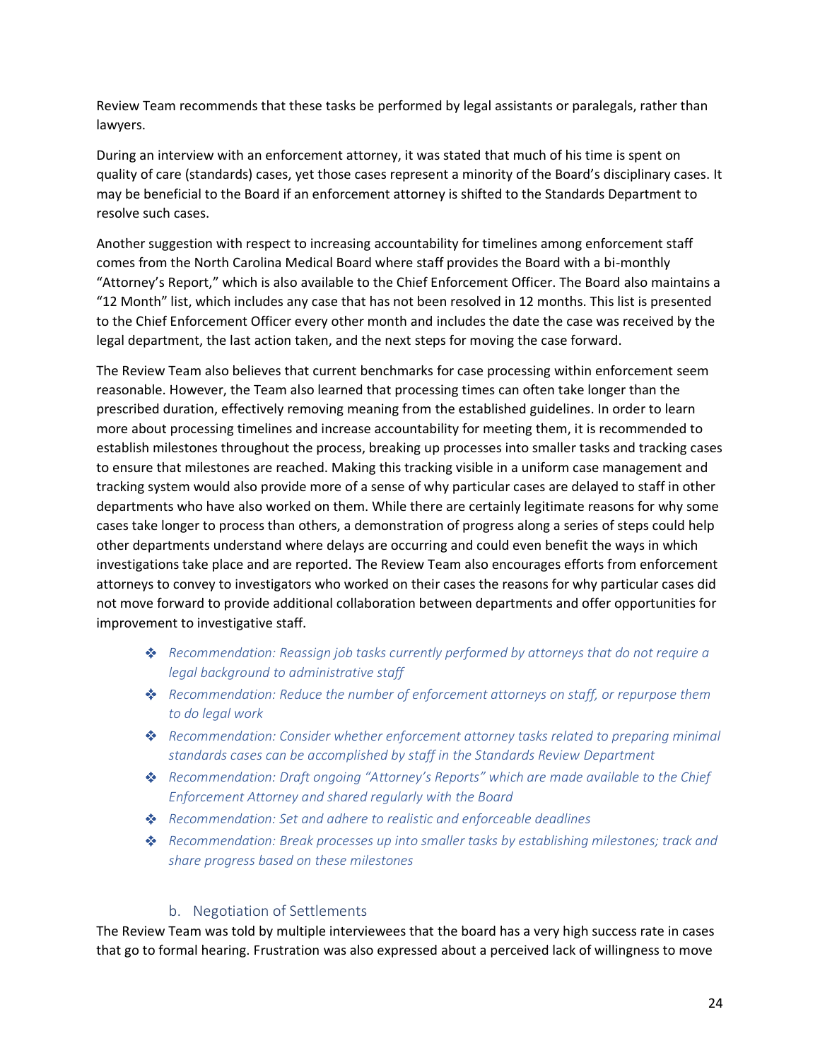Review Team recommends that these tasks be performed by legal assistants or paralegals, rather than lawyers.

During an interview with an enforcement attorney, it was stated that much of his time is spent on quality of care (standards) cases, yet those cases represent a minority of the Board's disciplinary cases. It may be beneficial to the Board if an enforcement attorney is shifted to the Standards Department to resolve such cases.

Another suggestion with respect to increasing accountability for timelines among enforcement staff comes from the North Carolina Medical Board where staff provides the Board with a bi-monthly "Attorney's Report," which is also available to the Chief Enforcement Officer. The Board also maintains a "12 Month" list, which includes any case that has not been resolved in 12 months. This list is presented to the Chief Enforcement Officer every other month and includes the date the case was received by the legal department, the last action taken, and the next steps for moving the case forward.

The Review Team also believes that current benchmarks for case processing within enforcement seem reasonable. However, the Team also learned that processing times can often take longer than the prescribed duration, effectively removing meaning from the established guidelines. In order to learn more about processing timelines and increase accountability for meeting them, it is recommended to establish milestones throughout the process, breaking up processes into smaller tasks and tracking cases to ensure that milestones are reached. Making this tracking visible in a uniform case management and tracking system would also provide more of a sense of why particular cases are delayed to staff in other departments who have also worked on them. While there are certainly legitimate reasons for why some cases take longer to process than others, a demonstration of progress along a series of steps could help other departments understand where delays are occurring and could even benefit the ways in which investigations take place and are reported. The Review Team also encourages efforts from enforcement attorneys to convey to investigators who worked on their cases the reasons for why particular cases did not move forward to provide additional collaboration between departments and offer opportunities for improvement to investigative staff.

- *Recommendation: Reassign job tasks currently performed by attorneys that do not require a legal background to administrative staff*
- *Recommendation: Reduce the number of enforcement attorneys on staff, or repurpose them to do legal work*
- *Recommendation: Consider whether enforcement attorney tasks related to preparing minimal standards cases can be accomplished by staff in the Standards Review Department*
- *Recommendation: Draft ongoing "Attorney's Reports" which are made available to the Chief Enforcement Attorney and shared regularly with the Board*
- *Recommendation: Set and adhere to realistic and enforceable deadlines*
- *Recommendation: Break processes up into smaller tasks by establishing milestones; track and share progress based on these milestones*

### b. Negotiation of Settlements

The Review Team was told by multiple interviewees that the board has a very high success rate in cases that go to formal hearing. Frustration was also expressed about a perceived lack of willingness to move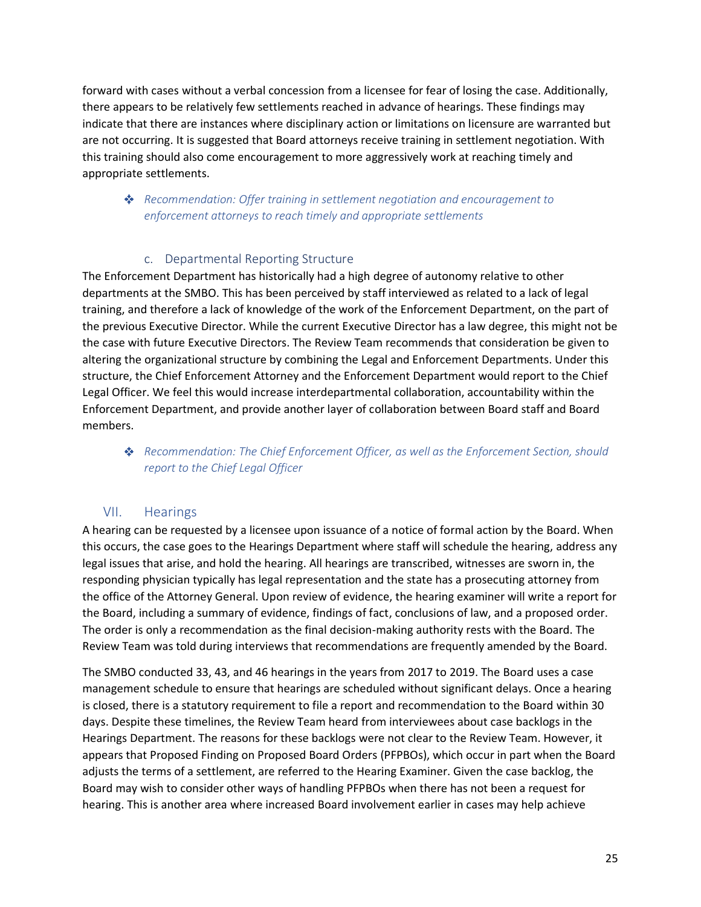forward with cases without a verbal concession from a licensee for fear of losing the case. Additionally, there appears to be relatively few settlements reached in advance of hearings. These findings may indicate that there are instances where disciplinary action or limitations on licensure are warranted but are not occurring. It is suggested that Board attorneys receive training in settlement negotiation. With this training should also come encouragement to more aggressively work at reaching timely and appropriate settlements.

- ❖ *Recommendation: Offer training in settlement negotiation and encouragement to enforcement attorneys to reach timely and appropriate settlements*

### c. Departmental Reporting Structure

The Enforcement Department has historically had a high degree of autonomy relative to other departments at the SMBO. This has been perceived by staff interviewed as related to a lack of legal training, and therefore a lack of knowledge of the work of the Enforcement Department, on the part of the previous Executive Director. While the current Executive Director has a law degree, this might not be the case with future Executive Directors. The Review Team recommends that consideration be given to altering the organizational structure by combining the Legal and Enforcement Departments. Under this structure, the Chief Enforcement Attorney and the Enforcement Department would report to the Chief Legal Officer. We feel this would increase interdepartmental collaboration, accountability within the Enforcement Department, and provide another layer of collaboration between Board staff and Board members.

- ❖ *Recommendation: The Chief Enforcement Officer, as well as the Enforcement Section, should report to the Chief Legal Officer*

## VII. Hearings

A hearing can be requested by a licensee upon issuance of a notice of formal action by the Board. When this occurs, the case goes to the Hearings Department where staff will schedule the hearing, address any legal issues that arise, and hold the hearing. All hearings are transcribed, witnesses are sworn in, the responding physician typically has legal representation and the state has a prosecuting attorney from the office of the Attorney General. Upon review of evidence, the hearing examiner will write a report for the Board, including a summary of evidence, findings of fact, conclusions of law, and a proposed order. The order is only a recommendation as the final decision-making authority rests with the Board. The Review Team was told during interviews that recommendations are frequently amended by the Board.

The SMBO conducted 33, 43, and 46 hearings in the years from 2017 to 2019. The Board uses a case management schedule to ensure that hearings are scheduled without significant delays. Once a hearing is closed, there is a statutory requirement to file a report and recommendation to the Board within 30 days. Despite these timelines, the Review Team heard from interviewees about case backlogs in the Hearings Department. The reasons for these backlogs were not clear to the Review Team. However, it appears that Proposed Finding on Proposed Board Orders (PFPBOs), which occur in part when the Board adjusts the terms of a settlement, are referred to the Hearing Examiner. Given the case backlog, the Board may wish to consider other ways of handling PFPBOs when there has not been a request for hearing. This is another area where increased Board involvement earlier in cases may help achieve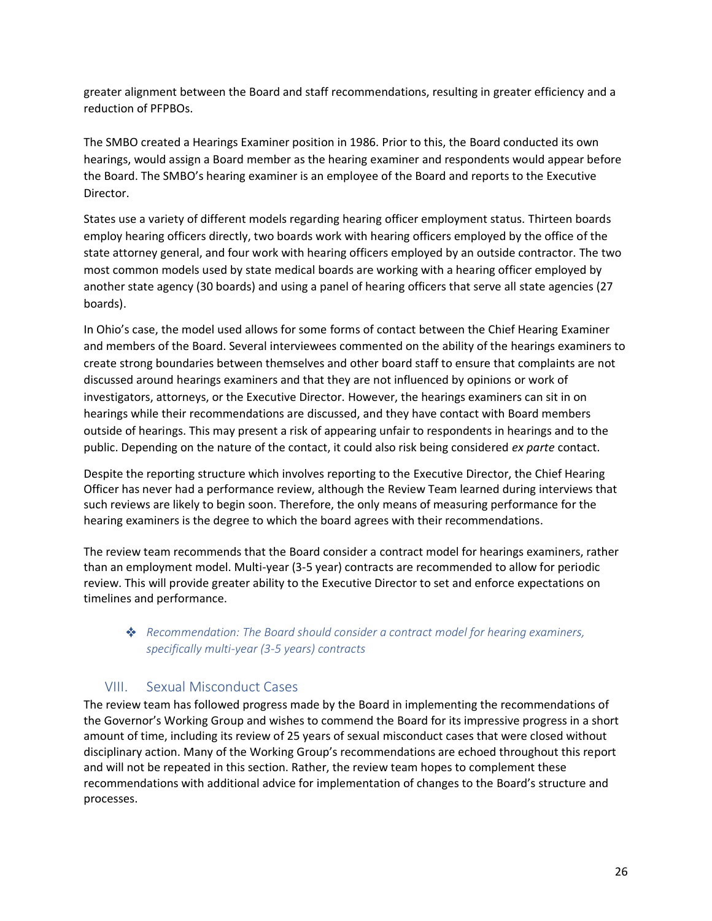greater alignment between the Board and staff recommendations, resulting in greater efficiency and a reduction of PFPBOs.

The SMBO created a Hearings Examiner position in 1986. Prior to this, the Board conducted its own hearings, would assign a Board member as the hearing examiner and respondents would appear before the Board. The SMBO's hearing examiner is an employee of the Board and reports to the Executive Director.

States use a variety of different models regarding hearing officer employment status. Thirteen boards employ hearing officers directly, two boards work with hearing officers employed by the office of the state attorney general, and four work with hearing officers employed by an outside contractor. The two most common models used by state medical boards are working with a hearing officer employed by another state agency (30 boards) and using a panel of hearing officers that serve all state agencies (27 boards).

In Ohio's case, the model used allows for some forms of contact between the Chief Hearing Examiner and members of the Board. Several interviewees commented on the ability of the hearings examiners to create strong boundaries between themselves and other board staff to ensure that complaints are not discussed around hearings examiners and that they are not influenced by opinions or work of investigators, attorneys, or the Executive Director. However, the hearings examiners can sit in on hearings while their recommendations are discussed, and they have contact with Board members outside of hearings. This may present a risk of appearing unfair to respondents in hearings and to the public. Depending on the nature of the contact, it could also risk being considered *ex parte* contact.

Despite the reporting structure which involves reporting to the Executive Director, the Chief Hearing Officer has never had a performance review, although the Review Team learned during interviews that such reviews are likely to begin soon. Therefore, the only means of measuring performance for the hearing examiners is the degree to which the board agrees with their recommendations.

The review team recommends that the Board consider a contract model for hearings examiners, rather than an employment model. Multi-year (3-5 year) contracts are recommended to allow for periodic review. This will provide greater ability to the Executive Director to set and enforce expectations on timelines and performance.

- *Recommendation: The Board should consider a contract model for hearing examiners, specifically multi-year (3-5 years) contracts*

## VIII. Sexual Misconduct Cases

The review team has followed progress made by the Board in implementing the recommendations of the Governor's Working Group and wishes to commend the Board for its impressive progress in a short amount of time, including its review of 25 years of sexual misconduct cases that were closed without disciplinary action. Many of the Working Group's recommendations are echoed throughout this report and will not be repeated in this section. Rather, the review team hopes to complement these recommendations with additional advice for implementation of changes to the Board's structure and processes.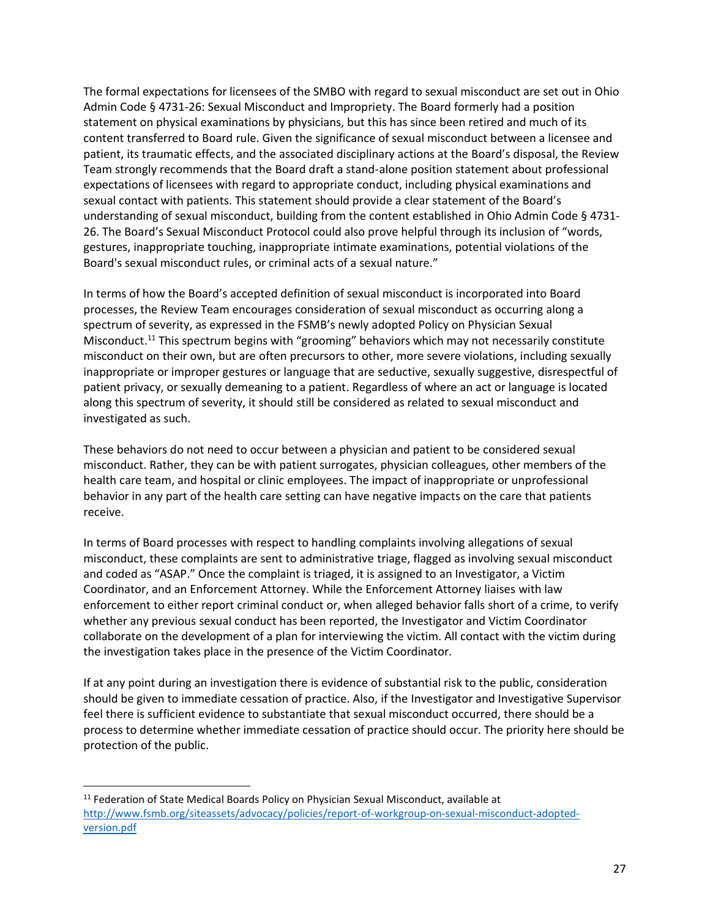The formal expectations for licensees of the SMBO with regard to sexual misconduct are set out in Ohio Admin Code § 4731-26: Sexual Misconduct and Impropriety. The Board formerly had a position statement on physical examinations by physicians, but this has since been retired and much of its content transferred to Board rule. Given the significance of sexual misconduct between a licensee and patient, its traumatic effects, and the associated disciplinary actions at the Board's disposal, the Review Team strongly recommends that the Board draft a stand-alone position statement about professional expectations of licensees with regard to appropriate conduct, including physical examinations and sexual contact with patients. This statement should provide a clear statement of the Board's understanding of sexual misconduct, building from the content established in Ohio Admin Code § 4731-26. The Board's Sexual Misconduct Protocol could also prove helpful through its inclusion of "words, gestures, inappropriate touching, inappropriate intimate examinations, potential violations of the Board's sexual misconduct rules, or criminal acts of a sexual nature."

In terms of how the Board's accepted definition of sexual misconduct is incorporated into Board processes, the Review Team encourages consideration of sexual misconduct as occurring along a spectrum of severity, as expressed in the FSMB's newly adopted Policy on Physician Sexual Misconduct.[11] This spectrum begins with "grooming" behaviors which may not necessarily constitute misconduct on their own, but are often precursors to other, more severe violations, including sexually inappropriate or improper gestures or language that are seductive, sexually suggestive, disrespectful of patient privacy, or sexually demeaning to a patient. Regardless of where an act or language is located along this spectrum of severity, it should still be considered as related to sexual misconduct and investigated as such.

These behaviors do not need to occur between a physician and patient to be considered sexual misconduct. Rather, they can be with patient surrogates, physician colleagues, other members of the health care team, and hospital or clinic employees. The impact of inappropriate or unprofessional behavior in any part of the health care setting can have negative impacts on the care that patients receive.

In terms of Board processes with respect to handling complaints involving allegations of sexual misconduct, these complaints are sent to administrative triage, flagged as involving sexual misconduct and coded as "ASAP." Once the complaint is triaged, it is assigned to an Investigator, a Victim Coordinator, and an Enforcement Attorney. While the Enforcement Attorney liaises with law enforcement to either report criminal conduct or, when alleged behavior falls short of a crime, to verify whether any previous sexual conduct has been reported, the Investigator and Victim Coordinator collaborate on the development of a plan for interviewing the victim. All contact with the victim during the investigation takes place in the presence of the Victim Coordinator.

If at any point during an investigation there is evidence of substantial risk to the public, consideration should be given to immediate cessation of practice. Also, if the Investigator and Investigative Supervisor feel there is sufficient evidence to substantiate that sexual misconduct occurred, there should be a process to determine whether immediate cessation of practice should occur. The priority here should be protection of the public.

---

[11] Federation of State Medical Boards Policy on Physician Sexual Misconduct, available at http://www.fsmb.org/siteassets/advocacy/policies/report-of-workgroup-on-sexual-misconduct-adopted-version.pdf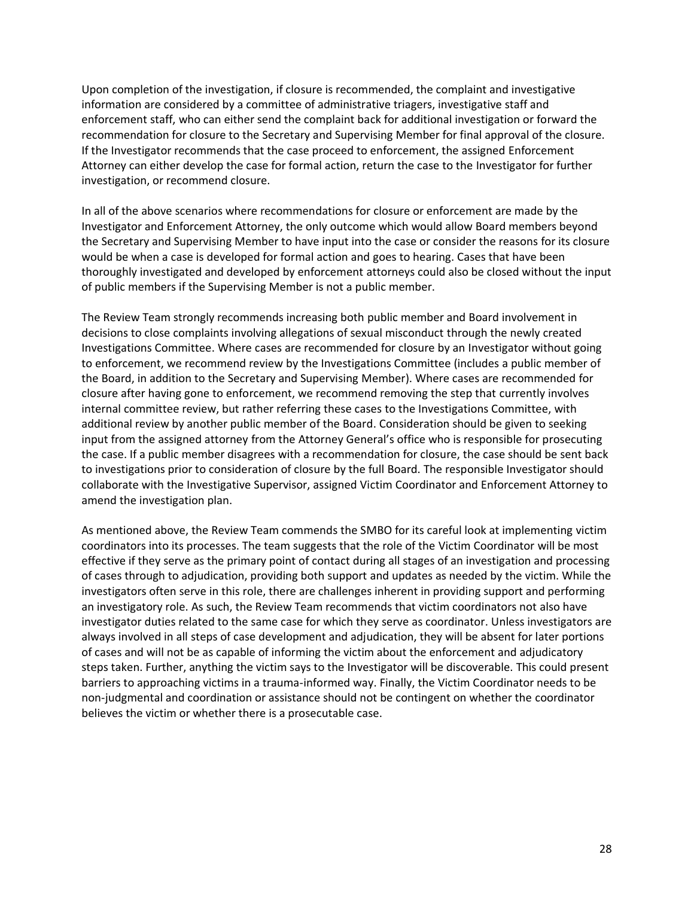Upon completion of the investigation, if closure is recommended, the complaint and investigative information are considered by a committee of administrative triagers, investigative staff and enforcement staff, who can either send the complaint back for additional investigation or forward the recommendation for closure to the Secretary and Supervising Member for final approval of the closure. If the Investigator recommends that the case proceed to enforcement, the assigned Enforcement Attorney can either develop the case for formal action, return the case to the Investigator for further investigation, or recommend closure.

In all of the above scenarios where recommendations for closure or enforcement are made by the Investigator and Enforcement Attorney, the only outcome which would allow Board members beyond the Secretary and Supervising Member to have input into the case or consider the reasons for its closure would be when a case is developed for formal action and goes to hearing. Cases that have been thoroughly investigated and developed by enforcement attorneys could also be closed without the input of public members if the Supervising Member is not a public member.

The Review Team strongly recommends increasing both public member and Board involvement in decisions to close complaints involving allegations of sexual misconduct through the newly created Investigations Committee. Where cases are recommended for closure by an Investigator without going to enforcement, we recommend review by the Investigations Committee (includes a public member of the Board, in addition to the Secretary and Supervising Member). Where cases are recommended for closure after having gone to enforcement, we recommend removing the step that currently involves internal committee review, but rather referring these cases to the Investigations Committee, with additional review by another public member of the Board. Consideration should be given to seeking input from the assigned attorney from the Attorney General's office who is responsible for prosecuting the case. If a public member disagrees with a recommendation for closure, the case should be sent back to investigations prior to consideration of closure by the full Board. The responsible Investigator should collaborate with the Investigative Supervisor, assigned Victim Coordinator and Enforcement Attorney to amend the investigation plan.

As mentioned above, the Review Team commends the SMBO for its careful look at implementing victim coordinators into its processes. The team suggests that the role of the Victim Coordinator will be most effective if they serve as the primary point of contact during all stages of an investigation and processing of cases through to adjudication, providing both support and updates as needed by the victim. While the investigators often serve in this role, there are challenges inherent in providing support and performing an investigatory role. As such, the Review Team recommends that victim coordinators not also have investigator duties related to the same case for which they serve as coordinator. Unless investigators are always involved in all steps of case development and adjudication, they will be absent for later portions of cases and will not be as capable of informing the victim about the enforcement and adjudicatory steps taken. Further, anything the victim says to the Investigator will be discoverable. This could present barriers to approaching victims in a trauma-informed way. Finally, the Victim Coordinator needs to be non-judgmental and coordination or assistance should not be contingent on whether the coordinator believes the victim or whether there is a prosecutable case.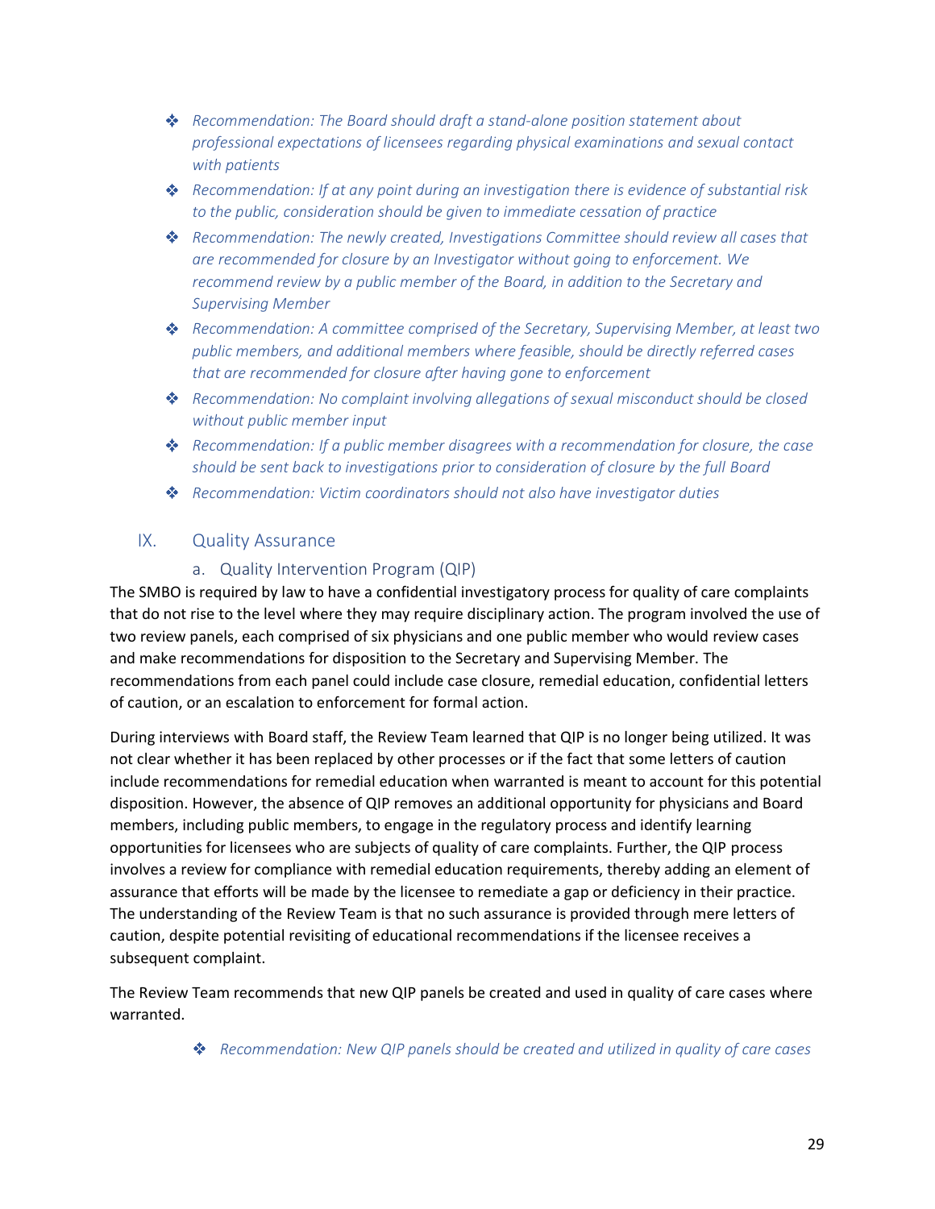- *Recommendation: The Board should draft a stand-alone position statement about professional expectations of licensees regarding physical examinations and sexual contact with patients*
- *Recommendation: If at any point during an investigation there is evidence of substantial risk to the public, consideration should be given to immediate cessation of practice*
- *Recommendation: The newly created, Investigations Committee should review all cases that are recommended for closure by an Investigator without going to enforcement. We recommend review by a public member of the Board, in addition to the Secretary and Supervising Member*
- *Recommendation: A committee comprised of the Secretary, Supervising Member, at least two public members, and additional members where feasible, should be directly referred cases that are recommended for closure after having gone to enforcement*
- *Recommendation: No complaint involving allegations of sexual misconduct should be closed without public member input*
- *Recommendation: If a public member disagrees with a recommendation for closure, the case should be sent back to investigations prior to consideration of closure by the full Board*
- *Recommendation: Victim coordinators should not also have investigator duties*

## IX. Quality Assurance

### a. Quality Intervention Program (QIP)

The SMBO is required by law to have a confidential investigatory process for quality of care complaints that do not rise to the level where they may require disciplinary action. The program involved the use of two review panels, each comprised of six physicians and one public member who would review cases and make recommendations for disposition to the Secretary and Supervising Member. The recommendations from each panel could include case closure, remedial education, confidential letters of caution, or an escalation to enforcement for formal action.

During interviews with Board staff, the Review Team learned that QIP is no longer being utilized. It was not clear whether it has been replaced by other processes or if the fact that some letters of caution include recommendations for remedial education when warranted is meant to account for this potential disposition. However, the absence of QIP removes an additional opportunity for physicians and Board members, including public members, to engage in the regulatory process and identify learning opportunities for licensees who are subjects of quality of care complaints. Further, the QIP process involves a review for compliance with remedial education requirements, thereby adding an element of assurance that efforts will be made by the licensee to remediate a gap or deficiency in their practice. The understanding of the Review Team is that no such assurance is provided through mere letters of caution, despite potential revisiting of educational recommendations if the licensee receives a subsequent complaint.

The Review Team recommends that new QIP panels be created and used in quality of care cases where warranted.

- *Recommendation: New QIP panels should be created and utilized in quality of care cases*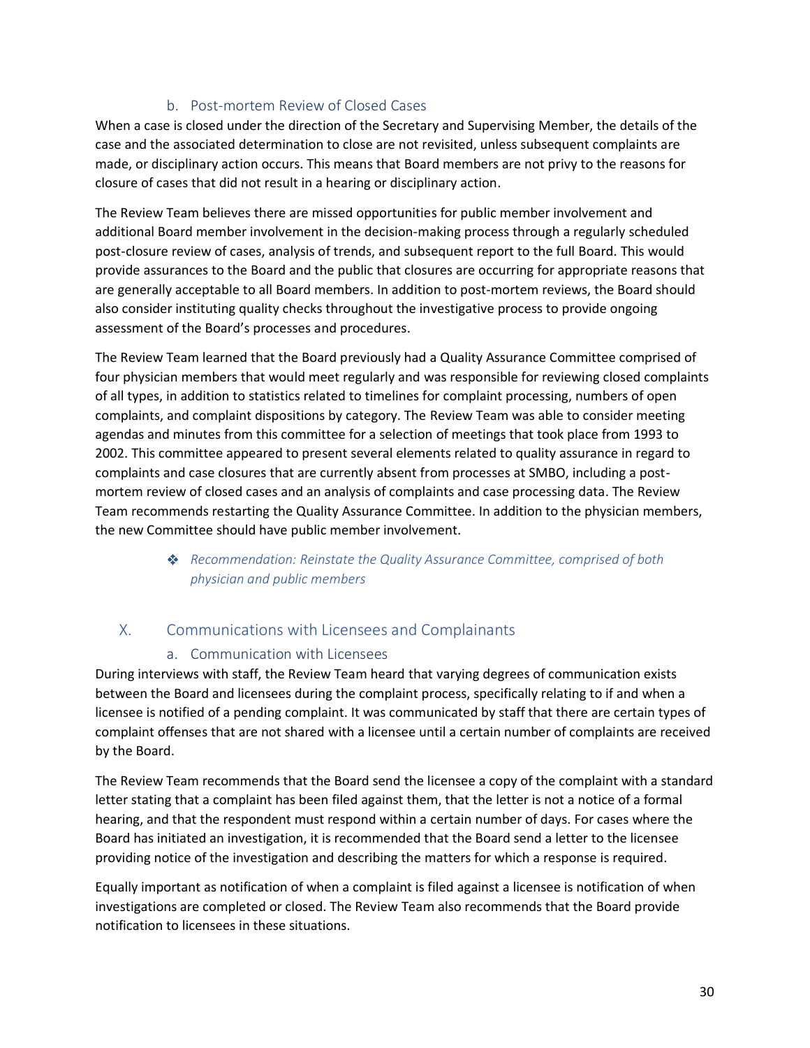### b. Post-mortem Review of Closed Cases

When a case is closed under the direction of the Secretary and Supervising Member, the details of the case and the associated determination to close are not revisited, unless subsequent complaints are made, or disciplinary action occurs. This means that Board members are not privy to the reasons for closure of cases that did not result in a hearing or disciplinary action.

The Review Team believes there are missed opportunities for public member involvement and additional Board member involvement in the decision-making process through a regularly scheduled post-closure review of cases, analysis of trends, and subsequent report to the full Board. This would provide assurances to the Board and the public that closures are occurring for appropriate reasons that are generally acceptable to all Board members. In addition to post-mortem reviews, the Board should also consider instituting quality checks throughout the investigative process to provide ongoing assessment of the Board's processes and procedures.

The Review Team learned that the Board previously had a Quality Assurance Committee comprised of four physician members that would meet regularly and was responsible for reviewing closed complaints of all types, in addition to statistics related to timelines for complaint processing, numbers of open complaints, and complaint dispositions by category. The Review Team was able to consider meeting agendas and minutes from this committee for a selection of meetings that took place from 1993 to 2002. This committee appeared to present several elements related to quality assurance in regard to complaints and case closures that are currently absent from processes at SMBO, including a post-mortem review of closed cases and an analysis of complaints and case processing data. The Review Team recommends restarting the Quality Assurance Committee. In addition to the physician members, the new Committee should have public member involvement.

- *Recommendation: Reinstate the Quality Assurance Committee, comprised of both physician and public members*

## X. Communications with Licensees and Complainants

### a. Communication with Licensees

During interviews with staff, the Review Team heard that varying degrees of communication exists between the Board and licensees during the complaint process, specifically relating to if and when a licensee is notified of a pending complaint. It was communicated by staff that there are certain types of complaint offenses that are not shared with a licensee until a certain number of complaints are received by the Board.

The Review Team recommends that the Board send the licensee a copy of the complaint with a standard letter stating that a complaint has been filed against them, that the letter is not a notice of a formal hearing, and that the respondent must respond within a certain number of days. For cases where the Board has initiated an investigation, it is recommended that the Board send a letter to the licensee providing notice of the investigation and describing the matters for which a response is required.

Equally important as notification of when a complaint is filed against a licensee is notification of when investigations are completed or closed. The Review Team also recommends that the Board provide notification to licensees in these situations.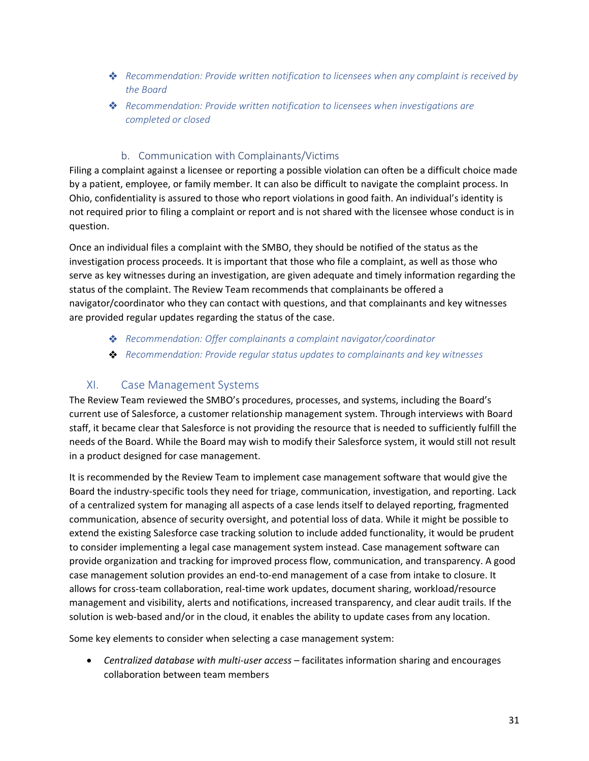- ❖ *Recommendation: Provide written notification to licensees when any complaint is received by the Board*
- ❖ *Recommendation: Provide written notification to licensees when investigations are completed or closed*

### b. Communication with Complainants/Victims

Filing a complaint against a licensee or reporting a possible violation can often be a difficult choice made by a patient, employee, or family member. It can also be difficult to navigate the complaint process. In Ohio, confidentiality is assured to those who report violations in good faith. An individual's identity is not required prior to filing a complaint or report and is not shared with the licensee whose conduct is in question.

Once an individual files a complaint with the SMBO, they should be notified of the status as the investigation process proceeds. It is important that those who file a complaint, as well as those who serve as key witnesses during an investigation, are given adequate and timely information regarding the status of the complaint. The Review Team recommends that complainants be offered a navigator/coordinator who they can contact with questions, and that complainants and key witnesses are provided regular updates regarding the status of the case.

- ❖ *Recommendation: Offer complainants a complaint navigator/coordinator*
- ❖ *Recommendation: Provide regular status updates to complainants and key witnesses*

## XI. Case Management Systems

The Review Team reviewed the SMBO's procedures, processes, and systems, including the Board's current use of Salesforce, a customer relationship management system. Through interviews with Board staff, it became clear that Salesforce is not providing the resource that is needed to sufficiently fulfill the needs of the Board. While the Board may wish to modify their Salesforce system, it would still not result in a product designed for case management.

It is recommended by the Review Team to implement case management software that would give the Board the industry-specific tools they need for triage, communication, investigation, and reporting. Lack of a centralized system for managing all aspects of a case lends itself to delayed reporting, fragmented communication, absence of security oversight, and potential loss of data. While it might be possible to extend the existing Salesforce case tracking solution to include added functionality, it would be prudent to consider implementing a legal case management system instead. Case management software can provide organization and tracking for improved process flow, communication, and transparency. A good case management solution provides an end-to-end management of a case from intake to closure. It allows for cross-team collaboration, real-time work updates, document sharing, workload/resource management and visibility, alerts and notifications, increased transparency, and clear audit trails. If the solution is web-based and/or in the cloud, it enables the ability to update cases from any location.

Some key elements to consider when selecting a case management system:

- *Centralized database with multi-user access* – facilitates information sharing and encourages collaboration between team members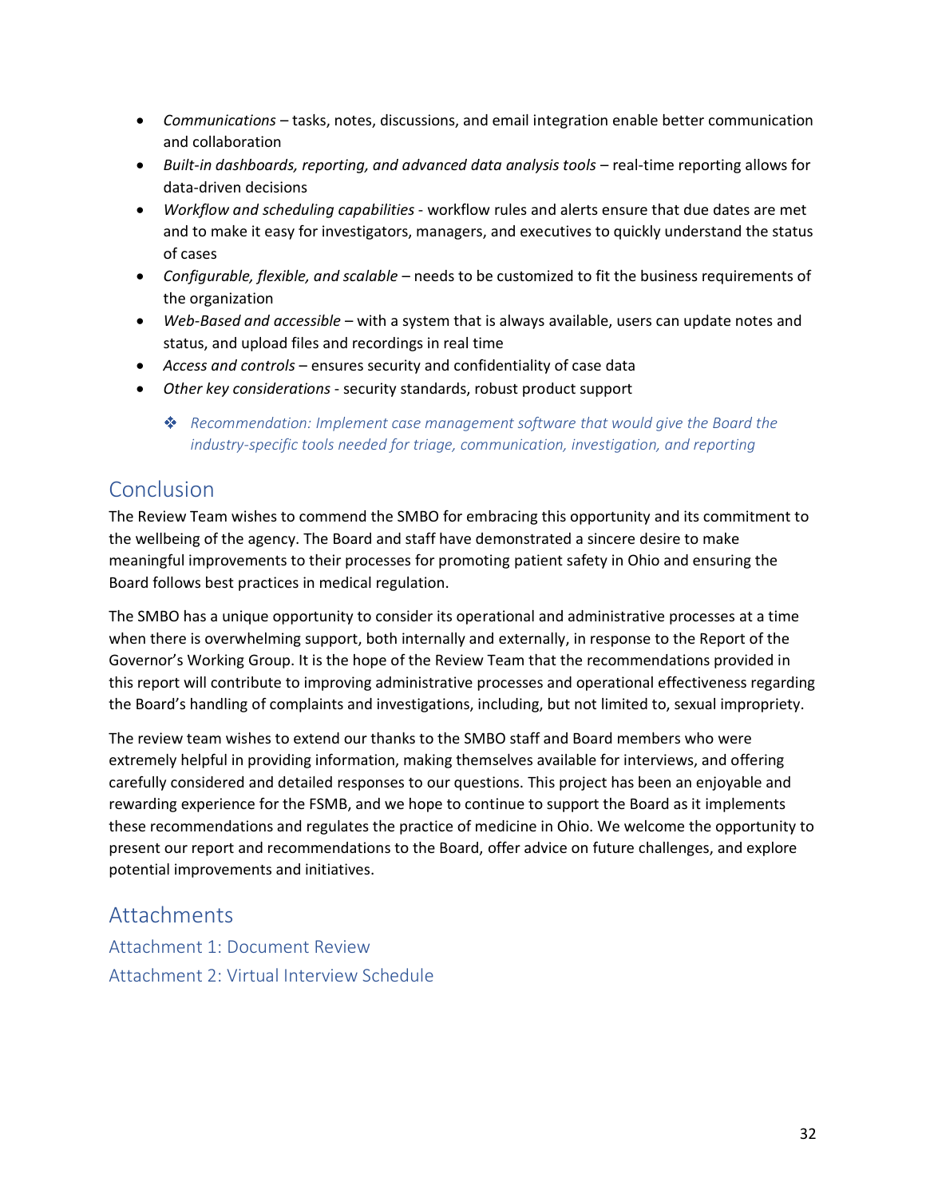- *Communications* – tasks, notes, discussions, and email integration enable better communication and collaboration
- *Built-in dashboards, reporting, and advanced data analysis tools* – real-time reporting allows for data-driven decisions
- *Workflow and scheduling capabilities* - workflow rules and alerts ensure that due dates are met and to make it easy for investigators, managers, and executives to quickly understand the status of cases
- *Configurable, flexible, and scalable* – needs to be customized to fit the business requirements of the organization
- *Web-Based and accessible* – with a system that is always available, users can update notes and status, and upload files and recordings in real time
- *Access and controls* – ensures security and confidentiality of case data
- *Other key considerations* - security standards, robust product support

    - ❖ *Recommendation: Implement case management software that would give the Board the industry-specific tools needed for triage, communication, investigation, and reporting*

## Conclusion

The Review Team wishes to commend the SMBO for embracing this opportunity and its commitment to the wellbeing of the agency. The Board and staff have demonstrated a sincere desire to make meaningful improvements to their processes for promoting patient safety in Ohio and ensuring the Board follows best practices in medical regulation.

The SMBO has a unique opportunity to consider its operational and administrative processes at a time when there is overwhelming support, both internally and externally, in response to the Report of the Governor's Working Group. It is the hope of the Review Team that the recommendations provided in this report will contribute to improving administrative processes and operational effectiveness regarding the Board's handling of complaints and investigations, including, but not limited to, sexual impropriety.

The review team wishes to extend our thanks to the SMBO staff and Board members who were extremely helpful in providing information, making themselves available for interviews, and offering carefully considered and detailed responses to our questions. This project has been an enjoyable and rewarding experience for the FSMB, and we hope to continue to support the Board as it implements these recommendations and regulates the practice of medicine in Ohio. We welcome the opportunity to present our report and recommendations to the Board, offer advice on future challenges, and explore potential improvements and initiatives.

## Attachments

### Attachment 1: Document Review

### Attachment 2: Virtual Interview Schedule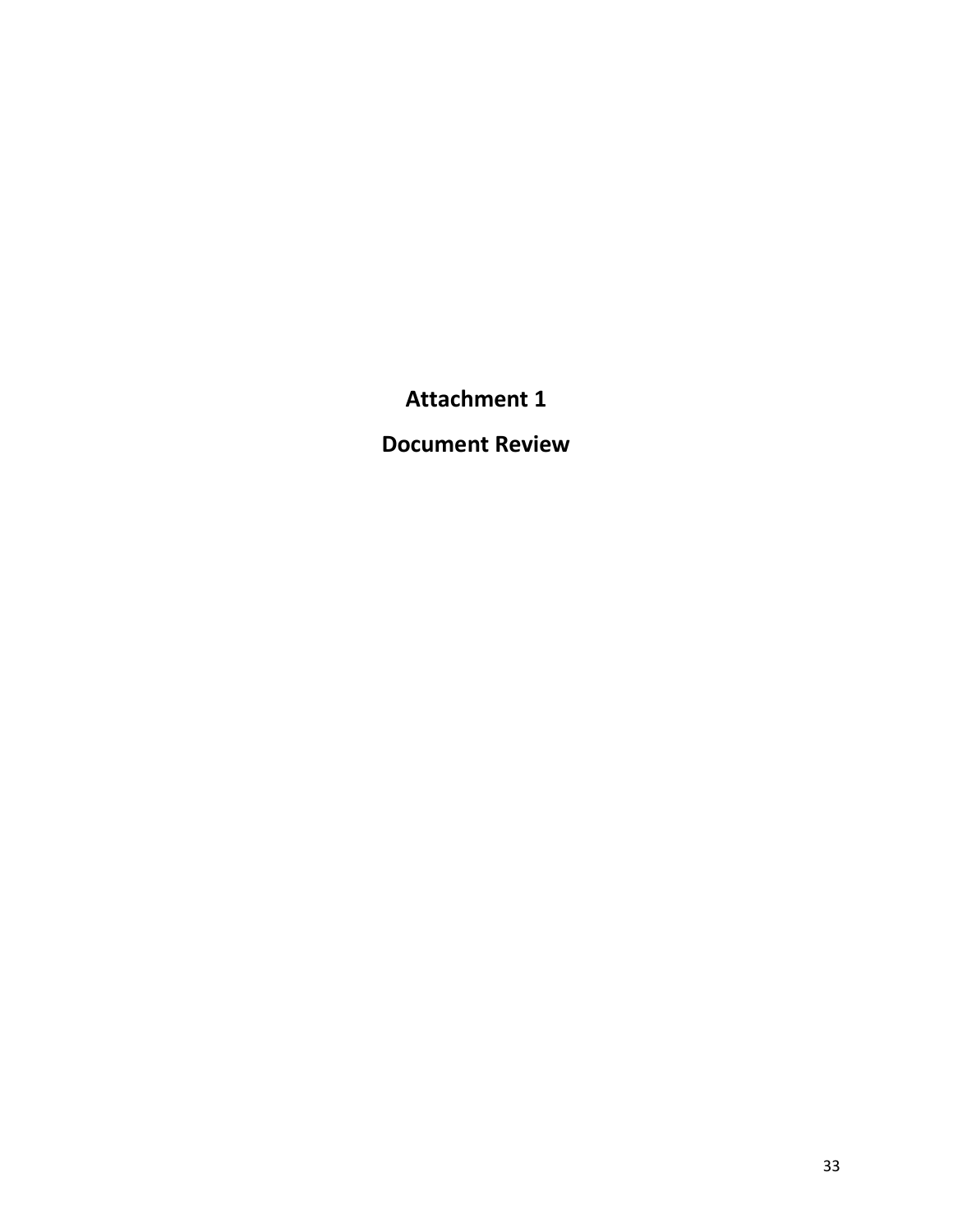# Attachment 1

# Document Review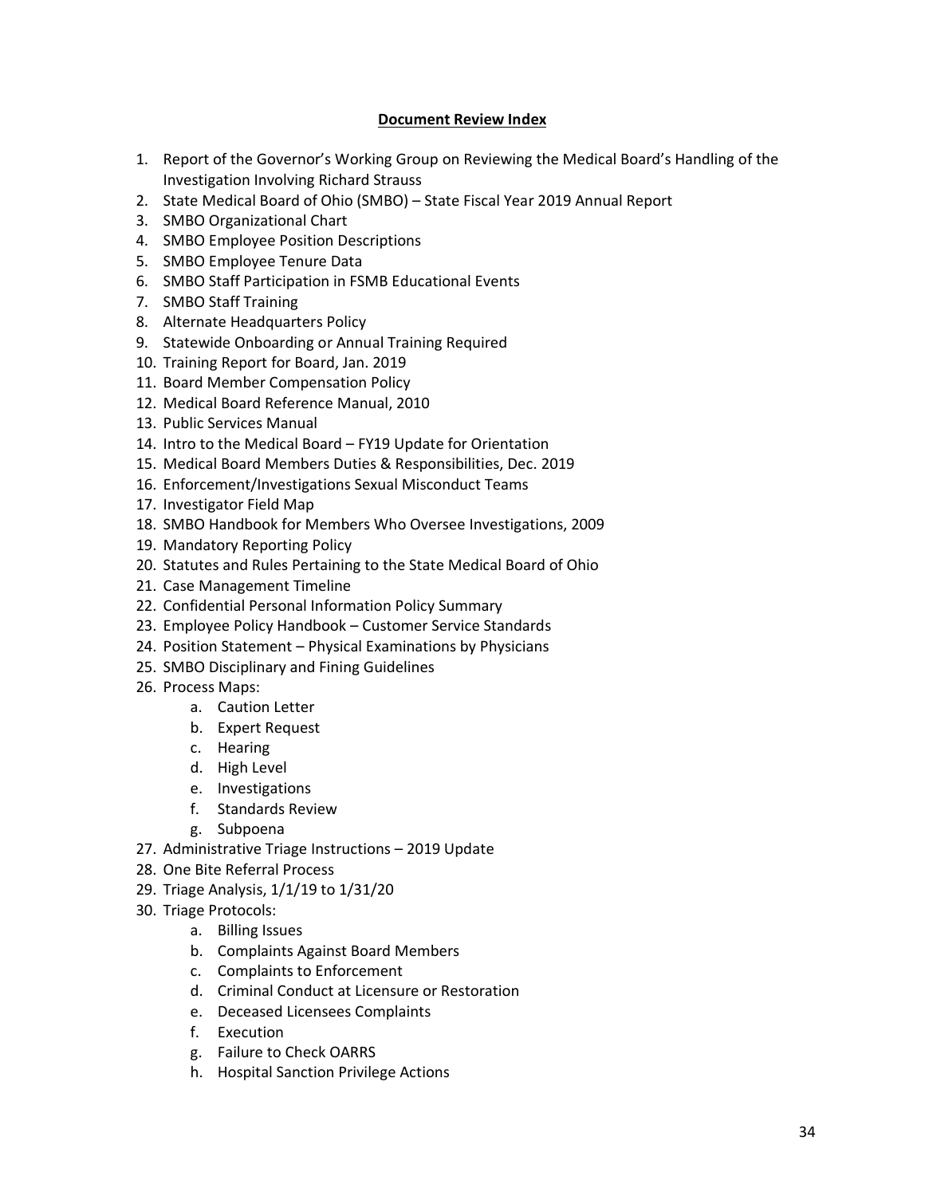**Document Review Index**

1. Report of the Governor's Working Group on Reviewing the Medical Board's Handling of the Investigation Involving Richard Strauss
2. State Medical Board of Ohio (SMBO) – State Fiscal Year 2019 Annual Report
3. SMBO Organizational Chart
4. SMBO Employee Position Descriptions
5. SMBO Employee Tenure Data
6. SMBO Staff Participation in FSMB Educational Events
7. SMBO Staff Training
8. Alternate Headquarters Policy
9. Statewide Onboarding or Annual Training Required
10. Training Report for Board, Jan. 2019
11. Board Member Compensation Policy
12. Medical Board Reference Manual, 2010
13. Public Services Manual
14. Intro to the Medical Board – FY19 Update for Orientation
15. Medical Board Members Duties & Responsibilities, Dec. 2019
16. Enforcement/Investigations Sexual Misconduct Teams
17. Investigator Field Map
18. SMBO Handbook for Members Who Oversee Investigations, 2009
19. Mandatory Reporting Policy
20. Statutes and Rules Pertaining to the State Medical Board of Ohio
21. Case Management Timeline
22. Confidential Personal Information Policy Summary
23. Employee Policy Handbook – Customer Service Standards
24. Position Statement – Physical Examinations by Physicians
25. SMBO Disciplinary and Fining Guidelines
26. Process Maps:
    a. Caution Letter
    b. Expert Request
    c. Hearing
    d. High Level
    e. Investigations
    f. Standards Review
    g. Subpoena
27. Administrative Triage Instructions – 2019 Update
28. One Bite Referral Process
29. Triage Analysis, 1/1/19 to 1/31/20
30. Triage Protocols:
    a. Billing Issues
    b. Complaints Against Board Members
    c. Complaints to Enforcement
    d. Criminal Conduct at Licensure or Restoration
    e. Deceased Licensees Complaints
    f. Execution
    g. Failure to Check OARRS
    h. Hospital Sanction Privilege Actions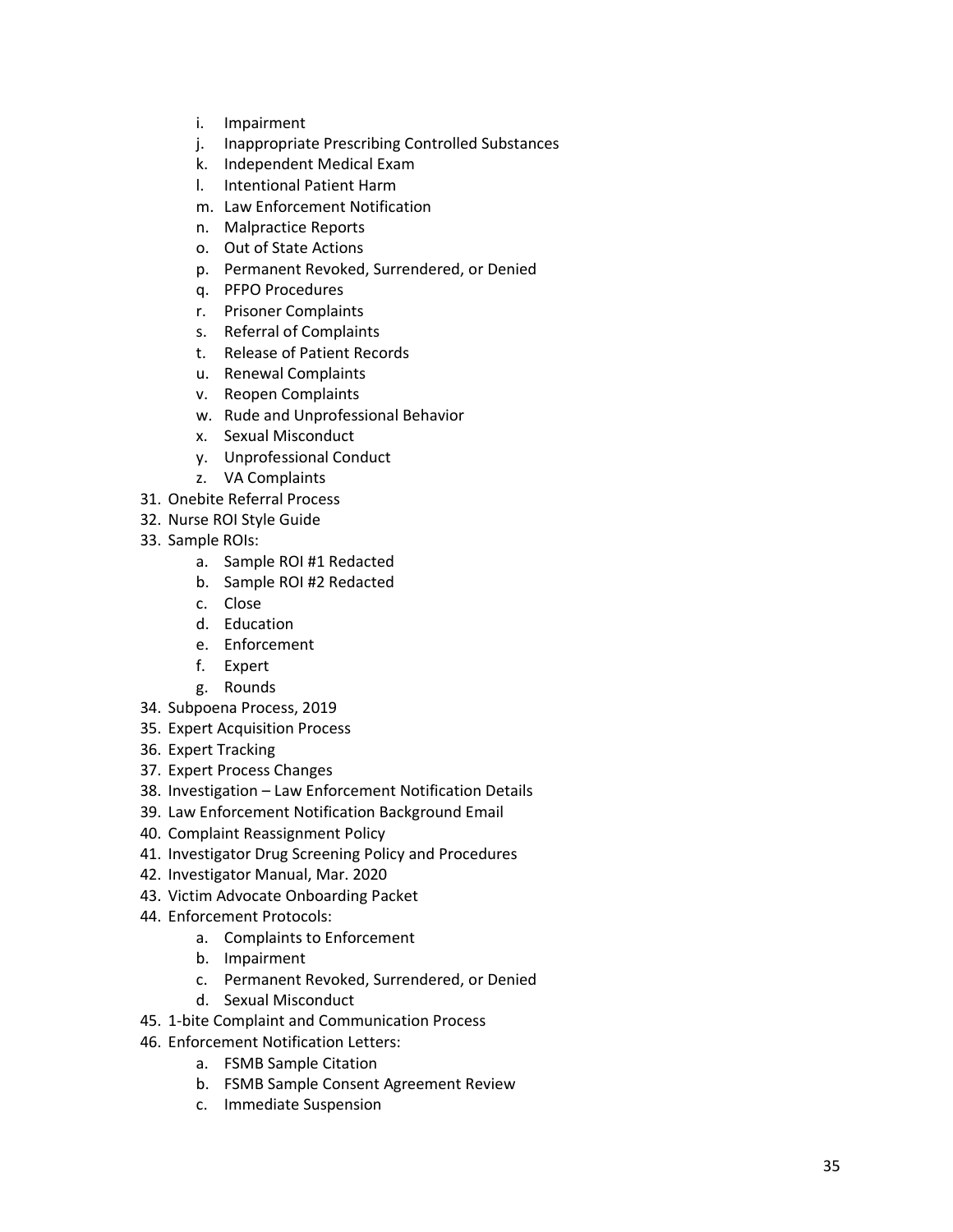i. Impairment
   j. Inappropriate Prescribing Controlled Substances
   k. Independent Medical Exam
   l. Intentional Patient Harm
   m. Law Enforcement Notification
   n. Malpractice Reports
   o. Out of State Actions
   p. Permanent Revoked, Surrendered, or Denied
   q. PFPO Procedures
   r. Prisoner Complaints
   s. Referral of Complaints
   t. Release of Patient Records
   u. Renewal Complaints
   v. Reopen Complaints
   w. Rude and Unprofessional Behavior
   x. Sexual Misconduct
   y. Unprofessional Conduct
   z. VA Complaints

31. Onebite Referral Process
32. Nurse ROI Style Guide
33. Sample ROIs:
    a. Sample ROI #1 Redacted
    b. Sample ROI #2 Redacted
    c. Close
    d. Education
    e. Enforcement
    f. Expert
    g. Rounds
34. Subpoena Process, 2019
35. Expert Acquisition Process
36. Expert Tracking
37. Expert Process Changes
38. Investigation – Law Enforcement Notification Details
39. Law Enforcement Notification Background Email
40. Complaint Reassignment Policy
41. Investigator Drug Screening Policy and Procedures
42. Investigator Manual, Mar. 2020
43. Victim Advocate Onboarding Packet
44. Enforcement Protocols:
    a. Complaints to Enforcement
    b. Impairment
    c. Permanent Revoked, Surrendered, or Denied
    d. Sexual Misconduct
45. 1-bite Complaint and Communication Process
46. Enforcement Notification Letters:
    a. FSMB Sample Citation
    b. FSMB Sample Consent Agreement Review
    c. Immediate Suspension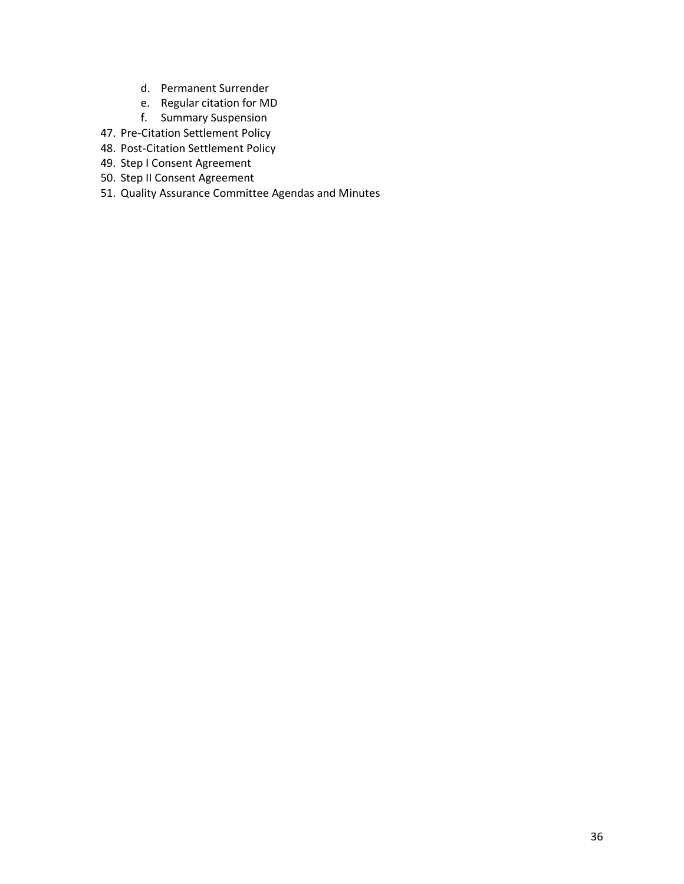d. Permanent Surrender
   e. Regular citation for MD
   f. Summary Suspension

47. Pre-Citation Settlement Policy
48. Post-Citation Settlement Policy
49. Step I Consent Agreement
50. Step II Consent Agreement
51. Quality Assurance Committee Agendas and Minutes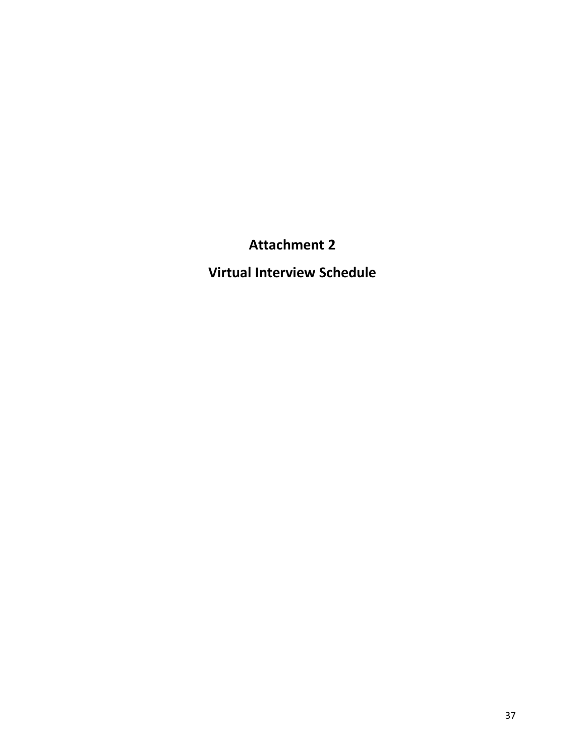# Attachment 2

# Virtual Interview Schedule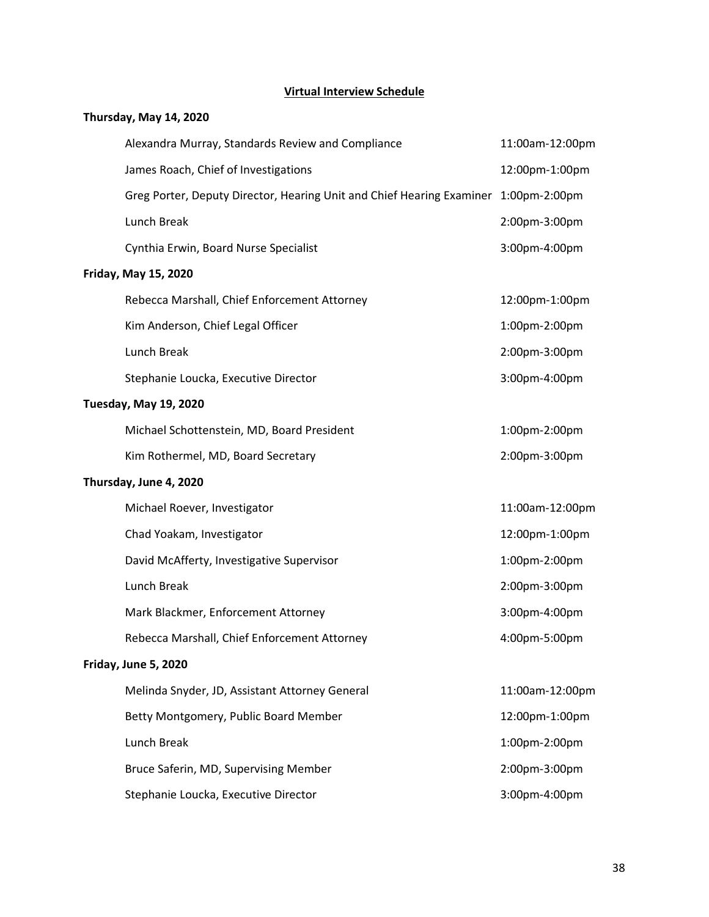## Virtual Interview Schedule

**Thursday, May 14, 2020**

| | |
|---|---|
| Alexandra Murray, Standards Review and Compliance | 11:00am-12:00pm |
| James Roach, Chief of Investigations | 12:00pm-1:00pm |
| Greg Porter, Deputy Director, Hearing Unit and Chief Hearing Examiner | 1:00pm-2:00pm |
| Lunch Break | 2:00pm-3:00pm |
| Cynthia Erwin, Board Nurse Specialist | 3:00pm-4:00pm |

**Friday, May 15, 2020**

| | |
|---|---|
| Rebecca Marshall, Chief Enforcement Attorney | 12:00pm-1:00pm |
| Kim Anderson, Chief Legal Officer | 1:00pm-2:00pm |
| Lunch Break | 2:00pm-3:00pm |
| Stephanie Loucka, Executive Director | 3:00pm-4:00pm |

**Tuesday, May 19, 2020**

| | |
|---|---|
| Michael Schottenstein, MD, Board President | 1:00pm-2:00pm |
| Kim Rothermel, MD, Board Secretary | 2:00pm-3:00pm |

**Thursday, June 4, 2020**

| | |
|---|---|
| Michael Roever, Investigator | 11:00am-12:00pm |
| Chad Yoakam, Investigator | 12:00pm-1:00pm |
| David McAfferty, Investigative Supervisor | 1:00pm-2:00pm |
| Lunch Break | 2:00pm-3:00pm |
| Mark Blackmer, Enforcement Attorney | 3:00pm-4:00pm |
| Rebecca Marshall, Chief Enforcement Attorney | 4:00pm-5:00pm |

**Friday, June 5, 2020**

| | |
|---|---|
| Melinda Snyder, JD, Assistant Attorney General | 11:00am-12:00pm |
| Betty Montgomery, Public Board Member | 12:00pm-1:00pm |
| Lunch Break | 1:00pm-2:00pm |
| Bruce Saferin, MD, Supervising Member | 2:00pm-3:00pm |
| Stephanie Loucka, Executive Director | 3:00pm-4:00pm |